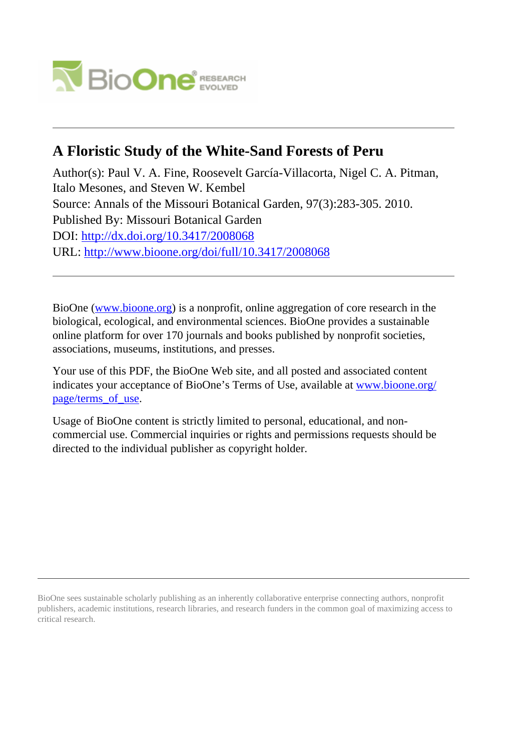# A Floristic Study of the White-Sand Forests of Peru

Author(s): Paul V. A. Fine, Roosevelt García-Villacorta, Nigel C. A. Pitman, Italo Mesones, and Steven W. Kembel

Source: Annals of the Missouri Botanical Garden, 97(3):283-305. 2010.

Published By: Missouri Botanical Garden

DOI: http://dx.doi.org/10.3417/2008068

URL: http://www.bioone.org/doi/full/10.3417/2008068

---

BioOne (www.bioone.org) is a nonprofit, online aggregation of core research in the biological, ecological, and environmental sciences. BioOne provides a sustainable online platform for over 170 journals and books published by nonprofit societies, associations, museums, institutions, and presses.

Your use of this PDF, the BioOne Web site, and all posted and associated content indicates your acceptance of BioOne's Terms of Use, available at www.bioone.org/page/terms_of_use.

Usage of BioOne content is strictly limited to personal, educational, and non-commercial use. Commercial inquiries or rights and permissions requests should be directed to the individual publisher as copyright holder.

---

BioOne sees sustainable scholarly publishing as an inherently collaborative enterprise connecting authors, nonprofit publishers, academic institutions, research libraries, and research funders in the common goal of maximizing access to critical research.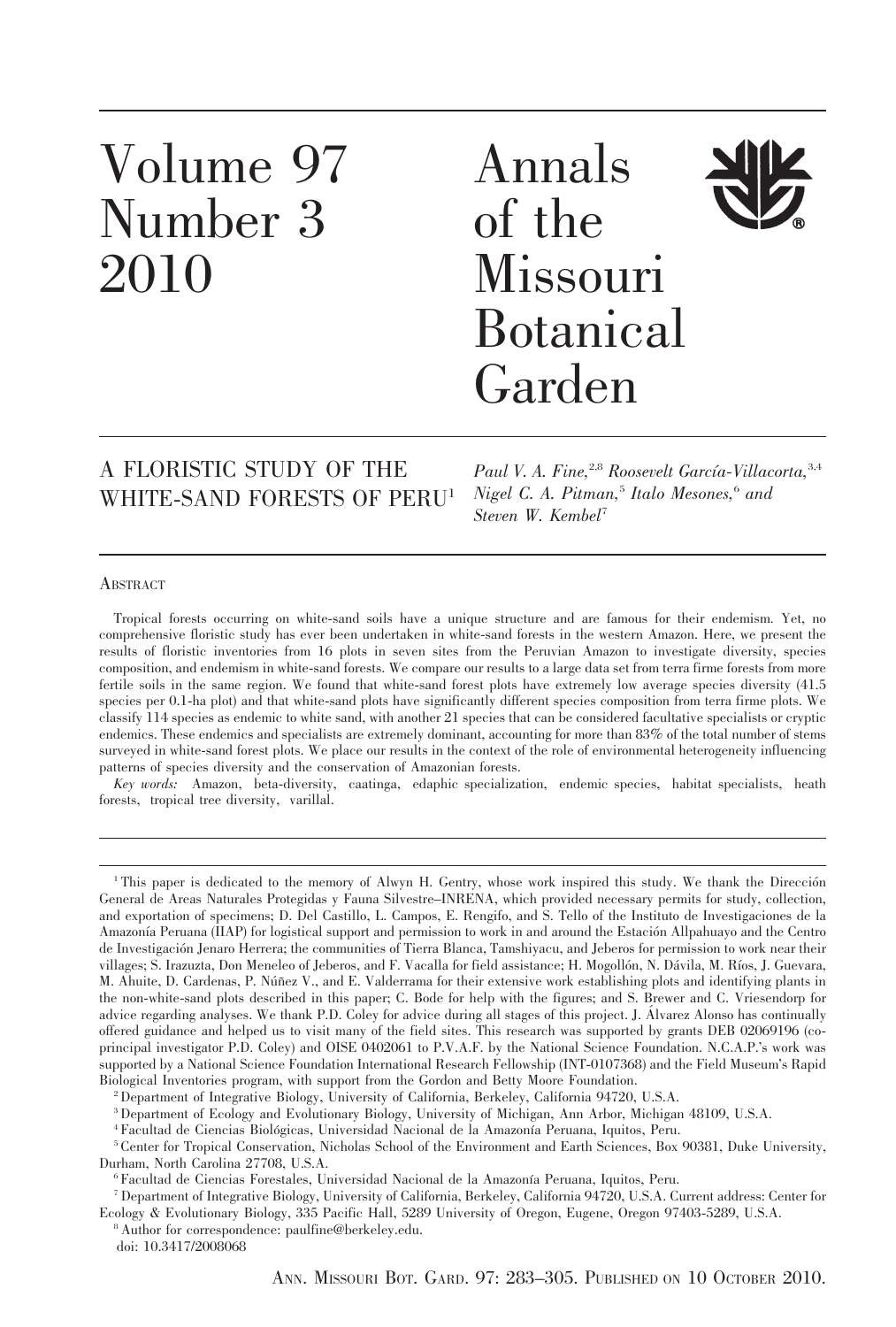# Annals of the Missouri Botanical Garden

Volume 97
Number 3
2010

## A FLORISTIC STUDY OF THE WHITE-SAND FORESTS OF PERU[1]

*Paul V. A. Fine,*[2,8] *Roosevelt García-Villacorta,*[3,4] *Nigel C. A. Pitman,*[5] *Italo Mesones,*[6] *and Steven W. Kembel*[7]

### Abstract

Tropical forests occurring on white-sand soils have a unique structure and are famous for their endemism. Yet, no comprehensive floristic study has ever been undertaken in white-sand forests in the western Amazon. Here, we present the results of floristic inventories from 16 plots in seven sites from the Peruvian Amazon to investigate diversity, species composition, and endemism in white-sand forests. We compare our results to a large data set from terra firme forests from more fertile soils in the same region. We found that white-sand forest plots have extremely low average species diversity (41.5 species per 0.1-ha plot) and that white-sand plots have significantly different species composition from terra firme plots. We classify 114 species as endemic to white sand, with another 21 species that can be considered facultative specialists or cryptic endemics. These endemics and specialists are extremely dominant, accounting for more than 83% of the total number of stems surveyed in white-sand forest plots. We place our results in the context of the role of environmental heterogeneity influencing patterns of species diversity and the conservation of Amazonian forests.

*Key words:* Amazon, beta-diversity, caatinga, edaphic specialization, endemic species, habitat specialists, heath forests, tropical tree diversity, varillal.

---

[1] This paper is dedicated to the memory of Alwyn H. Gentry, whose work inspired this study. We thank the Dirección General de Areas Naturales Protegidas y Fauna Silvestre–INRENA, which provided necessary permits for study, collection, and exportation of specimens; D. Del Castillo, L. Campos, E. Rengifo, and S. Tello of the Instituto de Investigaciones de la Amazonía Peruana (IIAP) for logistical support and permission to work in and around the Estación Allpahuayo and the Centro de Investigación Jenaro Herrera; the communities of Tierra Blanca, Tamshiyacu, and Jeberos for permission to work near their villages; S. Irazuzta, Don Meneleo of Jeberos, and F. Vacalla for field assistance; H. Mogollón, N. Dávila, M. Ríos, J. Guevara, M. Ahuite, D. Cardenas, P. Núñez V., and E. Valderrama for their extensive work establishing plots and identifying plants in the non-white-sand plots described in this paper; C. Bode for help with the figures; and S. Brewer and C. Vriesendorp for advice regarding analyses. We thank P.D. Coley for advice during all stages of this project. J. Álvarez Alonso has continually offered guidance and helped us to visit many of the field sites. This research was supported by grants DEB 02069196 (co-principal investigator P.D. Coley) and OISE 0402061 to P.V.A.F. by the National Science Foundation. N.C.A.P.'s work was supported by a National Science Foundation International Research Fellowship (INT-0107368) and the Field Museum's Rapid Biological Inventories program, with support from the Gordon and Betty Moore Foundation.

[2] Department of Integrative Biology, University of California, Berkeley, California 94720, U.S.A.

[3] Department of Ecology and Evolutionary Biology, University of Michigan, Ann Arbor, Michigan 48109, U.S.A.

[4] Facultad de Ciencias Biológicas, Universidad Nacional de la Amazonía Peruana, Iquitos, Peru.

[5] Center for Tropical Conservation, Nicholas School of the Environment and Earth Sciences, Box 90381, Duke University, Durham, North Carolina 27708, U.S.A.

[6] Facultad de Ciencias Forestales, Universidad Nacional de la Amazonía Peruana, Iquitos, Peru.

[7] Department of Integrative Biology, University of California, Berkeley, California 94720, U.S.A. Current address: Center for Ecology & Evolutionary Biology, 335 Pacific Hall, 5289 University of Oregon, Eugene, Oregon 97403-5289, U.S.A.

[8] Author for correspondence: paulfine@berkeley.edu.

doi: 10.3417/2008068

Ann. Missouri Bot. Gard. 97: 283–305. Published on 10 October 2010.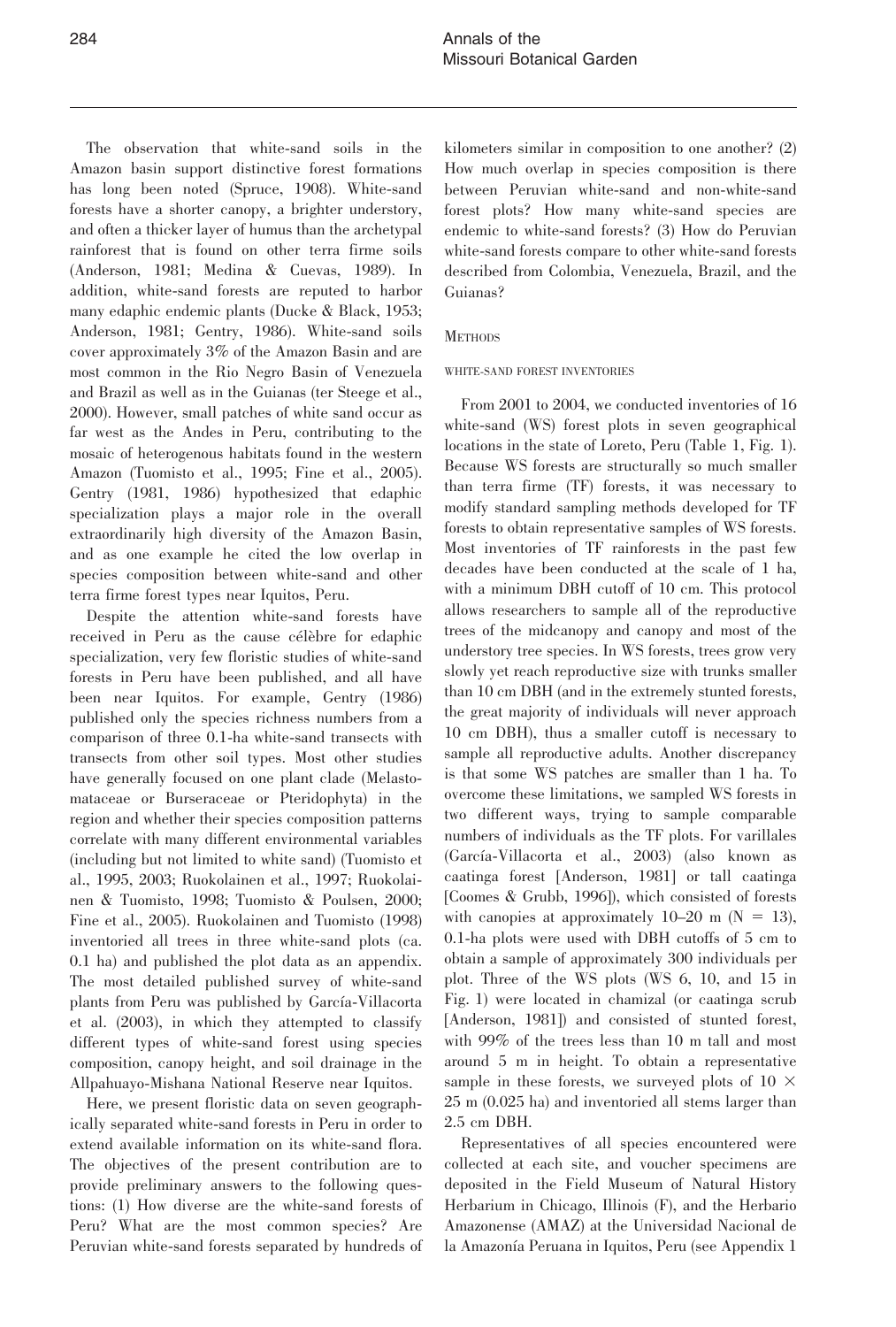The observation that white-sand soils in the Amazon basin support distinctive forest formations has long been noted (Spruce, 1908). White-sand forests have a shorter canopy, a brighter understory, and often a thicker layer of humus than the archetypal rainforest that is found on other terra firme soils (Anderson, 1981; Medina & Cuevas, 1989). In addition, white-sand forests are reputed to harbor many edaphic endemic plants (Ducke & Black, 1953; Anderson, 1981; Gentry, 1986). White-sand soils cover approximately 3% of the Amazon Basin and are most common in the Rio Negro Basin of Venezuela and Brazil as well as in the Guianas (ter Steege et al., 2000). However, small patches of white sand occur as far west as the Andes in Peru, contributing to the mosaic of heterogenous habitats found in the western Amazon (Tuomisto et al., 1995; Fine et al., 2005). Gentry (1981, 1986) hypothesized that edaphic specialization plays a major role in the overall extraordinarily high diversity of the Amazon Basin, and as one example he cited the low overlap in species composition between white-sand and other terra firme forest types near Iquitos, Peru.

Despite the attention white-sand forests have received in Peru as the cause célèbre for edaphic specialization, very few floristic studies of white-sand forests in Peru have been published, and all have been near Iquitos. For example, Gentry (1986) published only the species richness numbers from a comparison of three 0.1-ha white-sand transects with transects from other soil types. Most other studies have generally focused on one plant clade (Melastomataceae or Burseraceae or Pteridophyta) in the region and whether their species composition patterns correlate with many different environmental variables (including but not limited to white sand) (Tuomisto et al., 1995, 2003; Ruokolainen et al., 1997; Ruokolainen & Tuomisto, 1998; Tuomisto & Poulsen, 2000; Fine et al., 2005). Ruokolainen and Tuomisto (1998) inventoried all trees in three white-sand plots (ca. 0.1 ha) and published the plot data as an appendix. The most detailed published survey of white-sand plants from Peru was published by García-Villacorta et al. (2003), in which they attempted to classify different types of white-sand forest using species composition, canopy height, and soil drainage in the Allpahuayo-Mishana National Reserve near Iquitos.

Here, we present floristic data on seven geographically separated white-sand forests in Peru in order to extend available information on its white-sand flora. The objectives of the present contribution are to provide preliminary answers to the following questions: (1) How diverse are the white-sand forests of Peru? What are the most common species? Are Peruvian white-sand forests separated by hundreds of kilometers similar in composition to one another? (2) How much overlap in species composition is there between Peruvian white-sand and non-white-sand forest plots? How many white-sand species are endemic to white-sand forests? (3) How do Peruvian white-sand forests compare to other white-sand forests described from Colombia, Venezuela, Brazil, and the Guianas?

## Methods

### White-sand forest inventories

From 2001 to 2004, we conducted inventories of 16 white-sand (WS) forest plots in seven geographical locations in the state of Loreto, Peru (Table 1, Fig. 1). Because WS forests are structurally so much smaller than terra firme (TF) forests, it was necessary to modify standard sampling methods developed for TF forests to obtain representative samples of WS forests. Most inventories of TF rainforests in the past few decades have been conducted at the scale of 1 ha, with a minimum DBH cutoff of 10 cm. This protocol allows researchers to sample all of the reproductive trees of the midcanopy and canopy and most of the understory tree species. In WS forests, trees grow very slowly yet reach reproductive size with trunks smaller than 10 cm DBH (and in the extremely stunted forests, the great majority of individuals will never approach 10 cm DBH), thus a smaller cutoff is necessary to sample all reproductive adults. Another discrepancy is that some WS patches are smaller than 1 ha. To overcome these limitations, we sampled WS forests in two different ways, trying to sample comparable numbers of individuals as the TF plots. For varillales (García-Villacorta et al., 2003) (also known as caatinga forest [Anderson, 1981] or tall caatinga [Coomes & Grubb, 1996]), which consisted of forests with canopies at approximately 10–20 m ($N = 13$), 0.1-ha plots were used with DBH cutoffs of 5 cm to obtain a sample of approximately 300 individuals per plot. Three of the WS plots (WS 6, 10, and 15 in Fig. 1) were located in chamizal (or caatinga scrub [Anderson, 1981]) and consisted of stunted forest, with 99% of the trees less than 10 m tall and most around 5 m in height. To obtain a representative sample in these forests, we surveyed plots of 10 × 25 m (0.025 ha) and inventoried all stems larger than 2.5 cm DBH.

Representatives of all species encountered were collected at each site, and voucher specimens are deposited in the Field Museum of Natural History Herbarium in Chicago, Illinois (F), and the Herbario Amazonense (AMAZ) at the Universidad Nacional de la Amazonía Peruana in Iquitos, Peru (see Appendix 1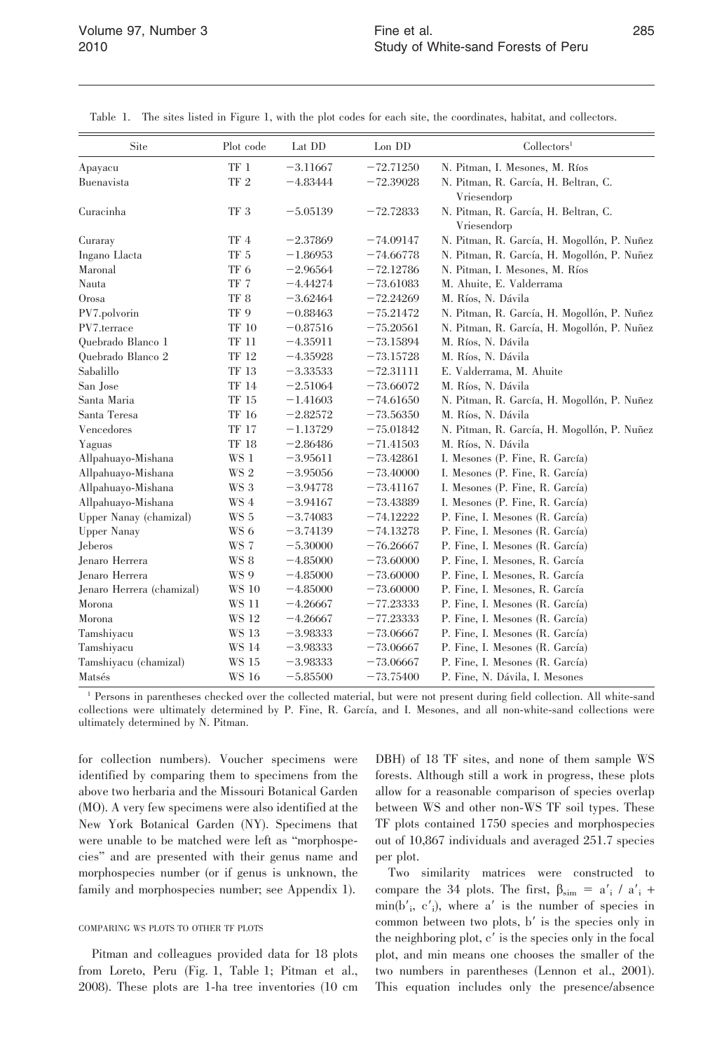Table 1. The sites listed in Figure 1, with the plot codes for each site, the coordinates, habitat, and collectors.

| Site | Plot code | Lat DD | Lon DD | Collectors[1] |
|---|---|---|---|---|
| Apayacu | TF 1 | −3.11667 | −72.71250 | N. Pitman, I. Mesones, M. Ríos |
| Buenavista | TF 2 | −4.83444 | −72.39028 | N. Pitman, R. García, H. Beltran, C. Vriesendorp |
| Curacinha | TF 3 | −5.05139 | −72.72833 | N. Pitman, R. García, H. Beltran, C. Vriesendorp |
| Curaray | TF 4 | −2.37869 | −74.09147 | N. Pitman, R. García, H. Mogollón, P. Nuñez |
| Ingano Llacta | TF 5 | −1.86953 | −74.66778 | N. Pitman, R. García, H. Mogollón, P. Nuñez |
| Maronal | TF 6 | −2.96564 | −72.12786 | N. Pitman, I. Mesones, M. Ríos |
| Nauta | TF 7 | −4.44274 | −73.61083 | M. Ahuite, E. Valderrama |
| Orosa | TF 8 | −3.62464 | −72.24269 | M. Ríos, N. Dávila |
| PV7.polvorin | TF 9 | −0.88463 | −75.21472 | N. Pitman, R. García, H. Mogollón, P. Nuñez |
| PV7.terrace | TF 10 | −0.87516 | −75.20561 | N. Pitman, R. García, H. Mogollón, P. Nuñez |
| Quebrado Blanco 1 | TF 11 | −4.35911 | −73.15894 | M. Ríos, N. Dávila |
| Quebrado Blanco 2 | TF 12 | −4.35928 | −73.15728 | M. Ríos, N. Dávila |
| Sabalillo | TF 13 | −3.33533 | −72.31111 | E. Valderrama, M. Ahuite |
| San Jose | TF 14 | −2.51064 | −73.66072 | M. Ríos, N. Dávila |
| Santa Maria | TF 15 | −1.41603 | −74.61650 | N. Pitman, R. García, H. Mogollón, P. Nuñez |
| Santa Teresa | TF 16 | −2.82572 | −73.56350 | M. Ríos, N. Dávila |
| Vencedores | TF 17 | −1.13729 | −75.01842 | N. Pitman, R. García, H. Mogollón, P. Nuñez |
| Yaguas | TF 18 | −2.86486 | −71.41503 | M. Ríos, N. Dávila |
| Allpahuayo-Mishana | WS 1 | −3.95611 | −73.42861 | I. Mesones (P. Fine, R. García) |
| Allpahuayo-Mishana | WS 2 | −3.95056 | −73.40000 | I. Mesones (P. Fine, R. García) |
| Allpahuayo-Mishana | WS 3 | −3.94778 | −73.41167 | I. Mesones (P. Fine, R. García) |
| Allpahuayo-Mishana | WS 4 | −3.94167 | −73.43889 | I. Mesones (P. Fine, R. García) |
| Upper Nanay (chamizal) | WS 5 | −3.74083 | −74.12222 | P. Fine, I. Mesones (R. García) |
| Upper Nanay | WS 6 | −3.74139 | −74.13278 | P. Fine, I. Mesones (R. García) |
| Jeberos | WS 7 | −5.30000 | −76.26667 | P. Fine, I. Mesones (R. García) |
| Jenaro Herrera | WS 8 | −4.85000 | −73.60000 | P. Fine, I. Mesones, R. García |
| Jenaro Herrera | WS 9 | −4.85000 | −73.60000 | P. Fine, I. Mesones, R. García |
| Jenaro Herrera (chamizal) | WS 10 | −4.85000 | −73.60000 | P. Fine, I. Mesones, R. García |
| Morona | WS 11 | −4.26667 | −77.23333 | P. Fine, I. Mesones (R. García) |
| Morona | WS 12 | −4.26667 | −77.23333 | P. Fine, I. Mesones (R. García) |
| Tamshiyacu | WS 13 | −3.98333 | −73.06667 | P. Fine, I. Mesones (R. García) |
| Tamshiyacu | WS 14 | −3.98333 | −73.06667 | P. Fine, I. Mesones (R. García) |
| Tamshiyacu (chamizal) | WS 15 | −3.98333 | −73.06667 | P. Fine, I. Mesones (R. García) |
| Matsés | WS 16 | −5.85500 | −73.75400 | P. Fine, N. Dávila, I. Mesones |

[1] Persons in parentheses checked over the collected material, but were not present during field collection. All white-sand collections were ultimately determined by P. Fine, R. García, and I. Mesones, and all non-white-sand collections were ultimately determined by N. Pitman.

for collection numbers). Voucher specimens were identified by comparing them to specimens from the above two herbaria and the Missouri Botanical Garden (MO). A very few specimens were also identified at the New York Botanical Garden (NY). Specimens that were unable to be matched were left as "morphospecies" and are presented with their genus name and morphospecies number (or if genus is unknown, the family and morphospecies number; see Appendix 1).

### COMPARING WS PLOTS TO OTHER TF PLOTS

Pitman and colleagues provided data for 18 plots from Loreto, Peru (Fig. 1, Table 1; Pitman et al., 2008). These plots are 1-ha tree inventories (10 cm DBH) of 18 TF sites, and none of them sample WS forests. Although still a work in progress, these plots allow for a reasonable comparison of species overlap between WS and other non-WS TF soil types. These TF plots contained 1750 species and morphospecies out of 10,867 individuals and averaged 251.7 species per plot.

Two similarity matrices were constructed to compare the 34 plots. The first, $\beta_{sim} = a'_i / a'_i + \min(b'_i, c'_i)$, where $a'$ is the number of species in common between two plots, $b'$ is the species only in the neighboring plot, $c'$ is the species only in the focal plot, and min means one chooses the smaller of the two numbers in parentheses (Lennon et al., 2001). This equation includes only the presence/absence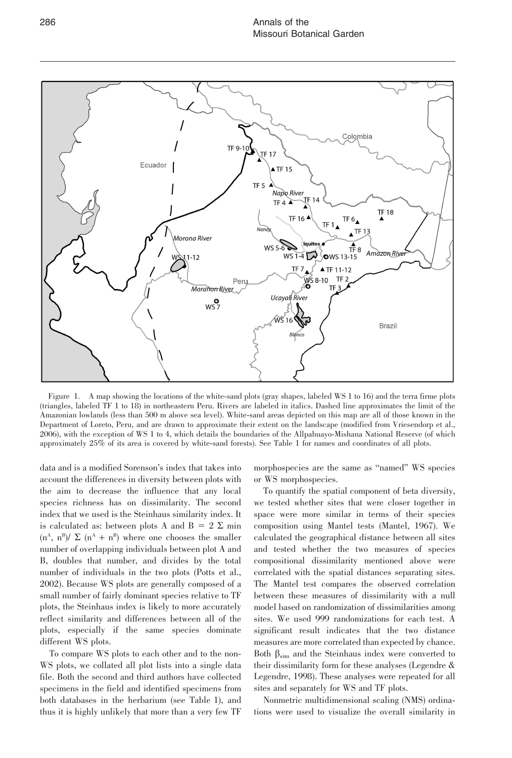Figure 1. A map showing the locations of the white-sand plots (gray shapes, labeled WS 1 to 16) and the terra firme plots (triangles, labeled TF 1 to 18) in northeastern Peru. Rivers are labeled in italics. Dashed line approximates the limit of the Amazonian lowlands (less than 500 m above sea level). White-sand areas depicted on this map are all of those known in the Department of Loreto, Peru, and are drawn to approximate their extent on the landscape (modified from Vriesendorp et al., 2006), with the exception of WS 1 to 4, which details the boundaries of the Allpahuayo-Mishana National Reserve (of which approximately 25% of its area is covered by white-sand forests). See Table 1 for names and coordinates of all plots.

data and is a modified Sorenson's index that takes into account the differences in diversity between plots with the aim to decrease the influence that any local species richness has on dissimilarity. The second index that we used is the Steinhaus similarity index. It is calculated as: between plots A and B = $2 \Sigma \min (n^A, n^B) / \Sigma (n^A + n^B)$ where one chooses the smaller number of overlapping individuals between plot A and B, doubles that number, and divides by the total number of individuals in the two plots (Potts et al., 2002). Because WS plots are generally composed of a small number of fairly dominant species relative to TF plots, the Steinhaus index is likely to more accurately reflect similarity and differences between all of the plots, especially if the same species dominate different WS plots.

To compare WS plots to each other and to the non-WS plots, we collated all plot lists into a single data file. Both the second and third authors have collected specimens in the field and identified specimens from both databases in the herbarium (see Table 1), and thus it is highly unlikely that more than a very few TF morphospecies are the same as "named" WS species or WS morphospecies.

To quantify the spatial component of beta diversity, we tested whether sites that were closer together in space were more similar in terms of their species composition using Mantel tests (Mantel, 1967). We calculated the geographical distance between all sites and tested whether the two measures of species compositional dissimilarity mentioned above were correlated with the spatial distances separating sites. The Mantel test compares the observed correlation between these measures of dissimilarity with a null model based on randomization of dissimilarities among sites. We used 999 randomizations for each test. A significant result indicates that the two distance measures are more correlated than expected by chance. Both $\beta_{sim}$ and the Steinhaus index were converted to their dissimilarity form for these analyses (Legendre & Legendre, 1998). These analyses were repeated for all sites and separately for WS and TF plots.

Nonmetric multidimensional scaling (NMS) ordinations were used to visualize the overall similarity in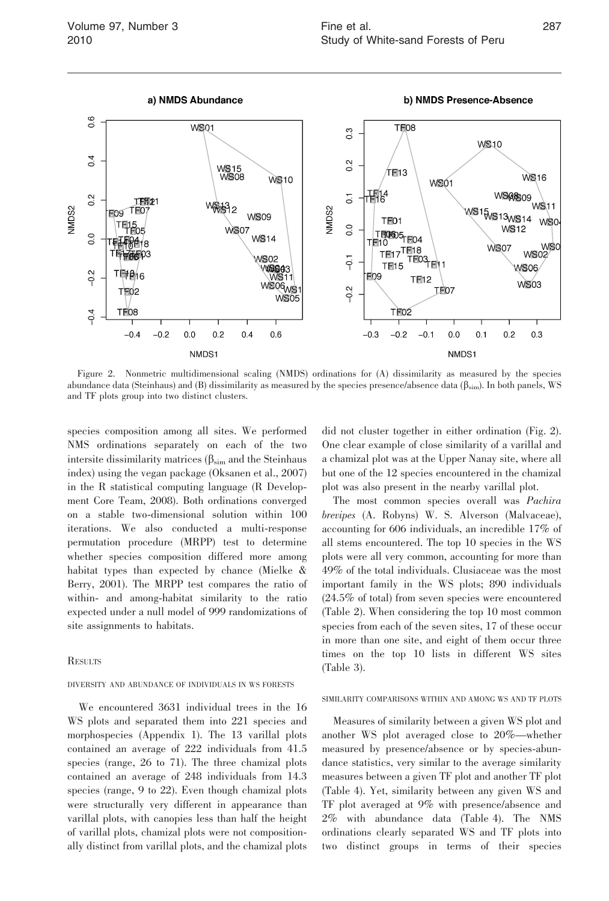Figure 2. Nonmetric multidimensional scaling (NMDS) ordinations for (A) dissimilarity as measured by the species abundance data (Steinhaus) and (B) dissimilarity as measured by the species presence/absence data ($\beta_{sim}$). In both panels, WS and TF plots group into two distinct clusters.

species composition among all sites. We performed NMS ordinations separately on each of the two intersite dissimilarity matrices ($\beta_{sim}$ and the Steinhaus index) using the vegan package (Oksanen et al., 2007) in the R statistical computing language (R Development Core Team, 2008). Both ordinations converged on a stable two-dimensional solution within 100 iterations. We also conducted a multi-response permutation procedure (MRPP) test to determine whether species composition differed more among habitat types than expected by chance (Mielke & Berry, 2001). The MRPP test compares the ratio of within- and among-habitat similarity to the ratio expected under a null model of 999 randomizations of site assignments to habitats.

## Results

### Diversity and Abundance of Individuals in WS Forests

We encountered 3631 individual trees in the 16 WS plots and separated them into 221 species and morphospecies (Appendix 1). The 13 varillal plots contained an average of 222 individuals from 41.5 species (range, 26 to 71). The three chamizal plots contained an average of 248 individuals from 14.3 species (range, 9 to 22). Even though chamizal plots were structurally very different in appearance than varillal plots, with canopies less than half the height of varillal plots, chamizal plots were not compositionally distinct from varillal plots, and the chamizal plots did not cluster together in either ordination (Fig. 2). One clear example of close similarity of a varillal and a chamizal plot was at the Upper Nanay site, where all but one of the 12 species encountered in the chamizal plot was also present in the nearby varillal plot.

The most common species overall was *Pachira brevipes* (A. Robyns) W. S. Alverson (Malvaceae), accounting for 606 individuals, an incredible 17% of all stems encountered. The top 10 species in the WS plots were all very common, accounting for more than 49% of the total individuals. Clusiaceae was the most important family in the WS plots; 890 individuals (24.5% of total) from seven species were encountered (Table 2). When considering the top 10 most common species from each of the seven sites, 17 of these occur in more than one site, and eight of them occur three times on the top 10 lists in different WS sites (Table 3).

### Similarity Comparisons Within and Among WS and TF Plots

Measures of similarity between a given WS plot and another WS plot averaged close to 20%—whether measured by presence/absence or by species-abundance statistics, very similar to the average similarity measures between a given TF plot and another TF plot (Table 4). Yet, similarity between any given WS and TF plot averaged at 9% with presence/absence and 2% with abundance data (Table 4). The NMS ordinations clearly separated WS and TF plots into two distinct groups in terms of their species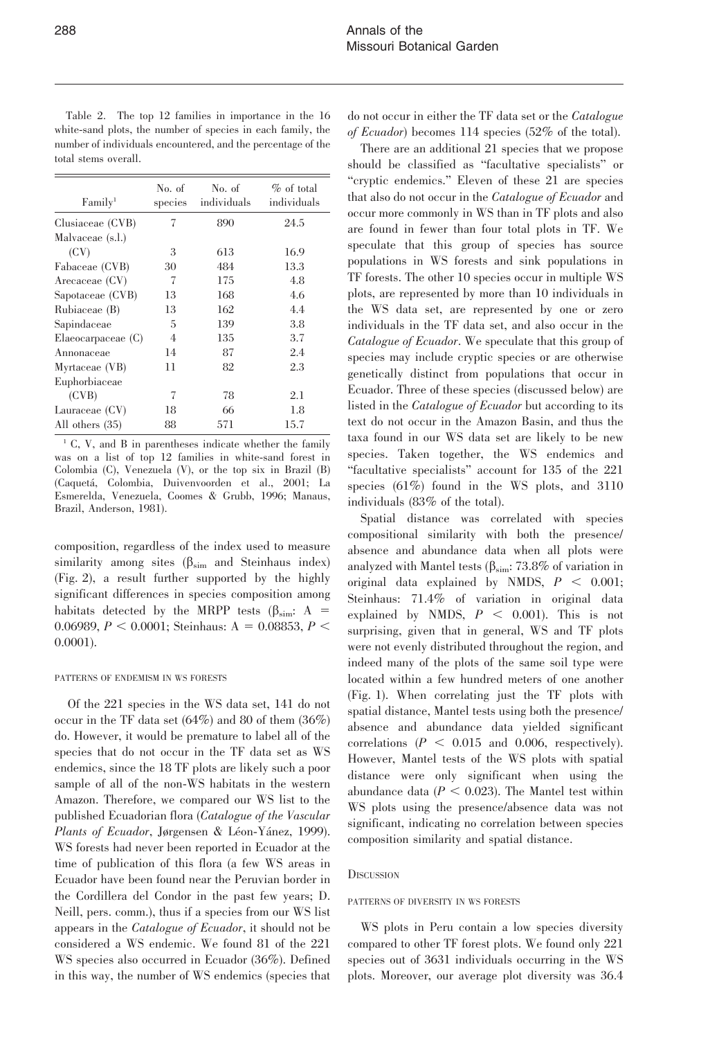Table 2. The top 12 families in importance in the 16 white-sand plots, the number of species in each family, the number of individuals encountered, and the percentage of the total stems overall.

| Family[1] | No. of species | No. of individuals | % of total individuals |
|---|---|---|---|
| Clusiaceae (CVB) | 7 | 890 | 24.5 |
| Malvaceae (s.l.) (CV) | 3 | 613 | 16.9 |
| Fabaceae (CVB) | 30 | 484 | 13.3 |
| Arecaceae (CV) | 7 | 175 | 4.8 |
| Sapotaceae (CVB) | 13 | 168 | 4.6 |
| Rubiaceae (B) | 13 | 162 | 4.4 |
| Sapindaceae | 5 | 139 | 3.8 |
| Elaeocarpaceae (C) | 4 | 135 | 3.7 |
| Annonaceae | 14 | 87 | 2.4 |
| Myrtaceae (VB) | 11 | 82 | 2.3 |
| Euphorbiaceae (CVB) | 7 | 78 | 2.1 |
| Lauraceae (CV) | 18 | 66 | 1.8 |
| All others (35) | 88 | 571 | 15.7 |

[1] C, V, and B in parentheses indicate whether the family was on a list of top 12 families in white-sand forest in Colombia (C), Venezuela (V), or the top six in Brazil (B) (Caquetá, Colombia, Duivenvoorden et al., 2001; La Esmerelda, Venezuela, Coomes & Grubb, 1996; Manaus, Brazil, Anderson, 1981).

composition, regardless of the index used to measure similarity among sites ($\beta_{sim}$ and Steinhaus index) (Fig. 2), a result further supported by the highly significant differences in species composition among habitats detected by the MRPP tests ($\beta_{sim}$: $A = 0.06989$, $P < 0.0001$; Steinhaus: $A = 0.08853$, $P < 0.0001$).

### PATTERNS OF ENDEMISM IN WS FORESTS

Of the 221 species in the WS data set, 141 do not occur in the TF data set (64%) and 80 of them (36%) do. However, it would be premature to label all of the species that do not occur in the TF data set as WS endemics, since the 18 TF plots are likely such a poor sample of all of the non-WS habitats in the western Amazon. Therefore, we compared our WS list to the published Ecuadorian flora (*Catalogue of the Vascular Plants of Ecuador*, Jørgensen & Léon-Yánez, 1999). WS forests had never been reported in Ecuador at the time of publication of this flora (a few WS areas in Ecuador have been found near the Peruvian border in the Cordillera del Condor in the past few years; D. Neill, pers. comm.), thus if a species from our WS list appears in the *Catalogue of Ecuador*, it should not be considered a WS endemic. We found 81 of the 221 WS species also occurred in Ecuador (36%). Defined in this way, the number of WS endemics (species that do not occur in either the TF data set or the *Catalogue of Ecuador*) becomes 114 species (52% of the total).

There are an additional 21 species that we propose should be classified as "facultative specialists" or "cryptic endemics." Eleven of these 21 are species that also do not occur in the *Catalogue of Ecuador* and occur more commonly in WS than in TF plots and also are found in fewer than four total plots in TF. We speculate that this group of species has source populations in WS forests and sink populations in TF forests. The other 10 species occur in multiple WS plots, are represented by more than 10 individuals in the WS data set, are represented by one or zero individuals in the TF data set, and also occur in the *Catalogue of Ecuador*. We speculate that this group of species may include cryptic species or are otherwise genetically distinct from populations that occur in Ecuador. Three of these species (discussed below) are listed in the *Catalogue of Ecuador* but according to its text do not occur in the Amazon Basin, and thus the taxa found in our WS data set are likely to be new species. Taken together, the WS endemics and "facultative specialists" account for 135 of the 221 species (61%) found in the WS plots, and 3110 individuals (83% of the total).

Spatial distance was correlated with species compositional similarity with both the presence/absence and abundance data when all plots were analyzed with Mantel tests ($\beta_{sim}$: 73.8% of variation in original data explained by NMDS, $P < 0.001$; Steinhaus: 71.4% of variation in original data explained by NMDS, $P < 0.001$). This is not surprising, given that in general, WS and TF plots were not evenly distributed throughout the region, and indeed many of the plots of the same soil type were located within a few hundred meters of one another (Fig. 1). When correlating just the TF plots with spatial distance, Mantel tests using both the presence/absence and abundance data yielded significant correlations ($P < 0.015$ and 0.006, respectively). However, Mantel tests of the WS plots with spatial distance were only significant when using the abundance data ($P < 0.023$). The Mantel test within WS plots using the presence/absence data was not significant, indicating no correlation between species composition similarity and spatial distance.

## DISCUSSION

### PATTERNS OF DIVERSITY IN WS FORESTS

WS plots in Peru contain a low species diversity compared to other TF forest plots. We found only 221 species out of 3631 individuals occurring in the WS plots. Moreover, our average plot diversity was 36.4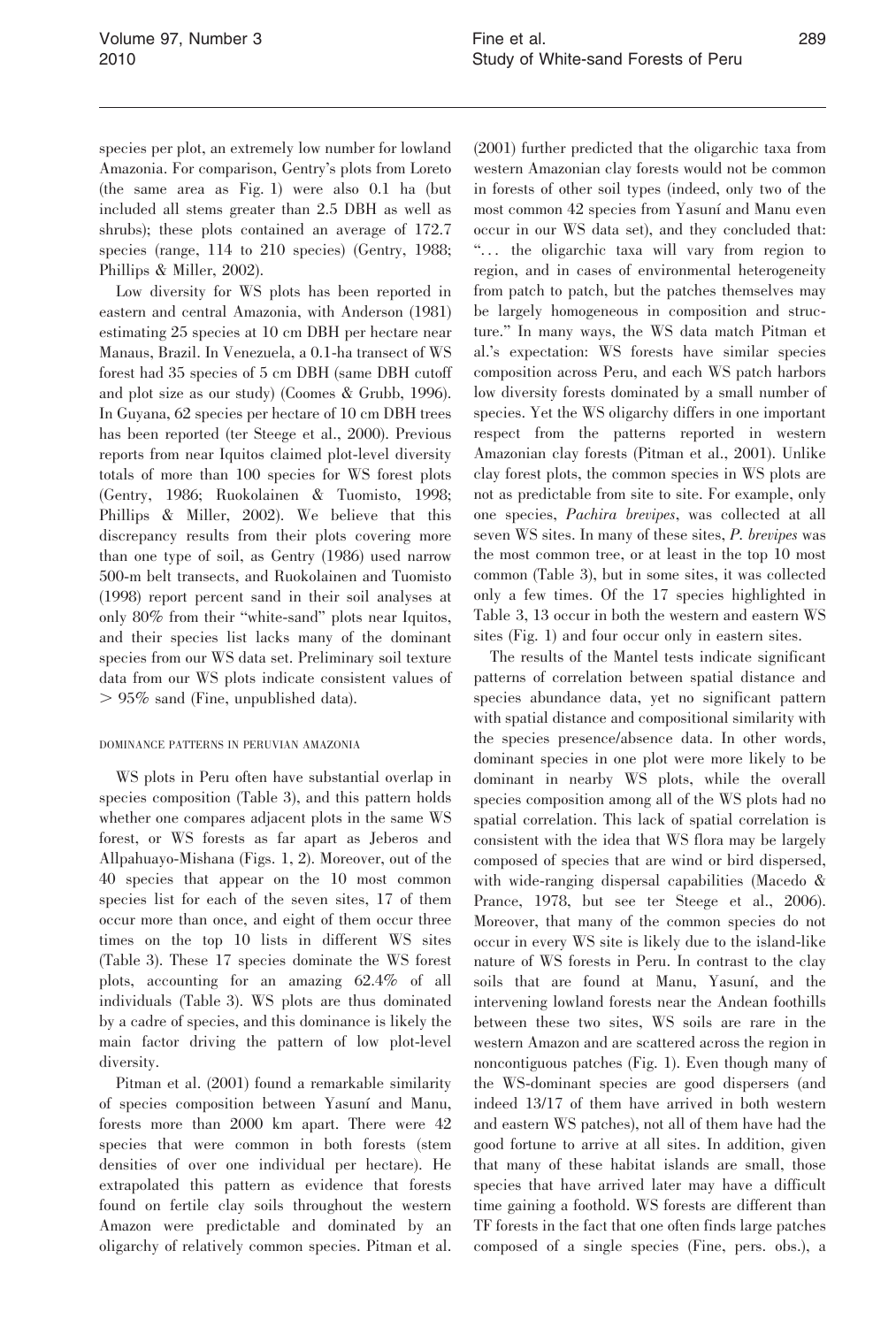species per plot, an extremely low number for lowland Amazonia. For comparison, Gentry's plots from Loreto (the same area as Fig. 1) were also 0.1 ha (but included all stems greater than 2.5 DBH as well as shrubs); these plots contained an average of 172.7 species (range, 114 to 210 species) (Gentry, 1988; Phillips & Miller, 2002).

Low diversity for WS plots has been reported in eastern and central Amazonia, with Anderson (1981) estimating 25 species at 10 cm DBH per hectare near Manaus, Brazil. In Venezuela, a 0.1-ha transect of WS forest had 35 species of 5 cm DBH (same DBH cutoff and plot size as our study) (Coomes & Grubb, 1996). In Guyana, 62 species per hectare of 10 cm DBH trees has been reported (ter Steege et al., 2000). Previous reports from near Iquitos claimed plot-level diversity totals of more than 100 species for WS forest plots (Gentry, 1986; Ruokolainen & Tuomisto, 1998; Phillips & Miller, 2002). We believe that this discrepancy results from their plots covering more than one type of soil, as Gentry (1986) used narrow 500-m belt transects, and Ruokolainen and Tuomisto (1998) report percent sand in their soil analyses at only 80% from their "white-sand" plots near Iquitos, and their species list lacks many of the dominant species from our WS data set. Preliminary soil texture data from our WS plots indicate consistent values of > 95% sand (Fine, unpublished data).

### DOMINANCE PATTERNS IN PERUVIAN AMAZONIA

WS plots in Peru often have substantial overlap in species composition (Table 3), and this pattern holds whether one compares adjacent plots in the same WS forest, or WS forests as far apart as Jeberos and Allpahuayo-Mishana (Figs. 1, 2). Moreover, out of the 40 species that appear on the 10 most common species list for each of the seven sites, 17 of them occur more than once, and eight of them occur three times on the top 10 lists in different WS sites (Table 3). These 17 species dominate the WS forest plots, accounting for an amazing 62.4% of all individuals (Table 3). WS plots are thus dominated by a cadre of species, and this dominance is likely the main factor driving the pattern of low plot-level diversity.

Pitman et al. (2001) found a remarkable similarity of species composition between Yasuní and Manu, forests more than 2000 km apart. There were 42 species that were common in both forests (stem densities of over one individual per hectare). He extrapolated this pattern as evidence that forests found on fertile clay soils throughout the western Amazon were predictable and dominated by an oligarchy of relatively common species. Pitman et al. (2001) further predicted that the oligarchic taxa from western Amazonian clay forests would not be common in forests of other soil types (indeed, only two of the most common 42 species from Yasuní and Manu even occur in our WS data set), and they concluded that: "... the oligarchic taxa will vary from region to region, and in cases of environmental heterogeneity from patch to patch, but the patches themselves may be largely homogeneous in composition and structure." In many ways, the WS data match Pitman et al.'s expectation: WS forests have similar species composition across Peru, and each WS patch harbors low diversity forests dominated by a small number of species. Yet the WS oligarchy differs in one important respect from the patterns reported in western Amazonian clay forests (Pitman et al., 2001). Unlike clay forest plots, the common species in WS plots are not as predictable from site to site. For example, only one species, *Pachira brevipes*, was collected at all seven WS sites. In many of these sites, *P. brevipes* was the most common tree, or at least in the top 10 most common (Table 3), but in some sites, it was collected only a few times. Of the 17 species highlighted in Table 3, 13 occur in both the western and eastern WS sites (Fig. 1) and four occur only in eastern sites.

The results of the Mantel tests indicate significant patterns of correlation between spatial distance and species abundance data, yet no significant pattern with spatial distance and compositional similarity with the species presence/absence data. In other words, dominant species in one plot were more likely to be dominant in nearby WS plots, while the overall species composition among all of the WS plots had no spatial correlation. This lack of spatial correlation is consistent with the idea that WS flora may be largely composed of species that are wind or bird dispersed, with wide-ranging dispersal capabilities (Macedo & Prance, 1978, but see ter Steege et al., 2006). Moreover, that many of the common species do not occur in every WS site is likely due to the island-like nature of WS forests in Peru. In contrast to the clay soils that are found at Manu, Yasuní, and the intervening lowland forests near the Andean foothills between these two sites, WS soils are rare in the western Amazon and are scattered across the region in noncontiguous patches (Fig. 1). Even though many of the WS-dominant species are good dispersers (and indeed 13/17 of them have arrived in both western and eastern WS patches), not all of them have had the good fortune to arrive at all sites. In addition, given that many of these habitat islands are small, those species that have arrived later may have a difficult time gaining a foothold. WS forests are different than TF forests in the fact that one often finds large patches composed of a single species (Fine, pers. obs.), a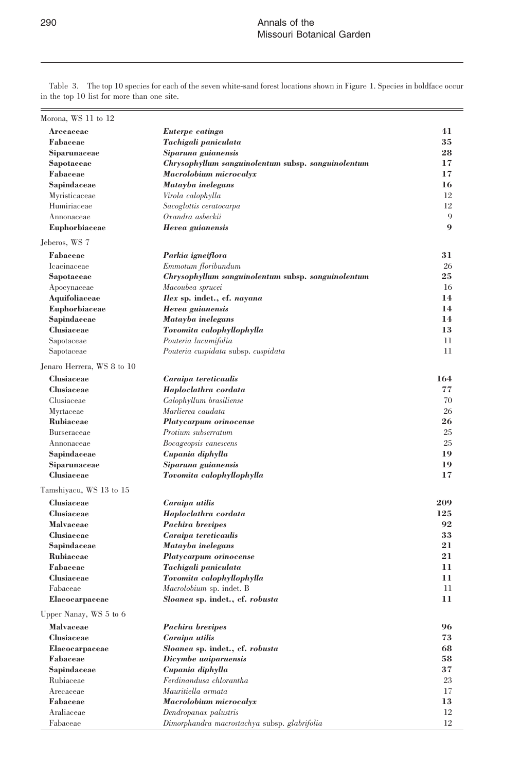Table 3. The top 10 species for each of the seven white-sand forest locations shown in Figure 1. Species in boldface occur in the top 10 list for more than one site.

| Family | Species | N |
|---|---|---|
| Morona, WS 11 to 12 | | |
| **Arecaceae** | ***Euterpe catinga*** | **41** |
| **Fabaceae** | ***Tachigali paniculata*** | **35** |
| **Siparunaceae** | ***Siparuna guianensis*** | **28** |
| **Sapotaceae** | ***Chrysophyllum sanguinolentum* subsp. *sanguinolentum*** | **17** |
| **Fabaceae** | ***Macrolobium microcalyx*** | **17** |
| **Sapindaceae** | ***Matayba inelegans*** | **16** |
| Myristicaceae | *Virola calophylla* | 12 |
| Humiriaceae | *Sacoglottis ceratocarpa* | 12 |
| Annonaceae | *Oxandra asbeckii* | 9 |
| **Euphorbiaceae** | ***Hevea guianensis*** | **9** |
| Jeberos, WS 7 | | |
| **Fabaceae** | ***Parkia igneiflora*** | **31** |
| Icacinaceae | *Emmotum floribundum* | 26 |
| **Sapotaceae** | ***Chrysophyllum sanguinolentum* subsp. *sanguinolentum*** | **25** |
| Apocynaceae | *Macoubea sprucei* | 16 |
| **Aquifoliaceae** | ***Ilex* sp. indet., cf. *nayana*** | **14** |
| **Euphorbiaceae** | ***Hevea guianensis*** | **14** |
| **Sapindaceae** | ***Matayba inelegans*** | **14** |
| **Clusiaceae** | ***Tovomita calophyllophylla*** | **13** |
| Sapotaceae | *Pouteria lucumifolia* | 11 |
| Sapotaceae | *Pouteria cuspidata* subsp. *cuspidata* | 11 |
| Jenaro Herrera, WS 8 to 10 | | |
| **Clusiaceae** | ***Caraipa tereticaulis*** | **164** |
| **Clusiaceae** | ***Haploclathra cordata*** | **77** |
| Clusiaceae | *Calophyllum brasiliense* | 70 |
| Myrtaceae | *Marlierea caudata* | 26 |
| **Rubiaceae** | ***Platycarpum orinocense*** | **26** |
| Burseraceae | *Protium subserratum* | 25 |
| Annonaceae | *Bocageopsis canescens* | 25 |
| **Sapindaceae** | ***Cupania diphylla*** | **19** |
| **Siparunaceae** | ***Siparuna guianensis*** | **19** |
| **Clusiaceae** | ***Tovomita calophyllophylla*** | **17** |
| Tamshiyacu, WS 13 to 15 | | |
| **Clusiaceae** | ***Caraipa utilis*** | **209** |
| **Clusiaceae** | ***Haploclathra cordata*** | **125** |
| **Malvaceae** | ***Pachira brevipes*** | **92** |
| **Clusiaceae** | ***Caraipa tereticaulis*** | **33** |
| **Sapindaceae** | ***Matayba inelegans*** | **21** |
| **Rubiaceae** | ***Platycarpum orinocense*** | **21** |
| **Fabaceae** | ***Tachigali paniculata*** | **11** |
| **Clusiaceae** | ***Tovomita calophyllophylla*** | **11** |
| Fabaceae | *Macrolobium* sp. indet. B | 11 |
| **Elaeocarpaceae** | ***Sloanea* sp. indet., cf. *robusta*** | **11** |
| Upper Nanay, WS 5 to 6 | | |
| **Malvaceae** | ***Pachira brevipes*** | **96** |
| **Clusiaceae** | ***Caraipa utilis*** | **73** |
| **Elaeocarpaceae** | ***Sloanea* sp. indet., cf. *robusta*** | **68** |
| **Fabaceae** | ***Dicymbe uaiparuensis*** | **58** |
| **Sapindaceae** | ***Cupania diphylla*** | **37** |
| Rubiaceae | *Ferdinandusa chlorantha* | 23 |
| Arecaceae | *Mauritiella armata* | 17 |
| **Fabaceae** | ***Macrolobium microcalyx*** | **13** |
| Araliaceae | *Dendropanax palustris* | 12 |
| Fabaceae | *Dimorphandra macrostachya* subsp. *glabrifolia* | 12 |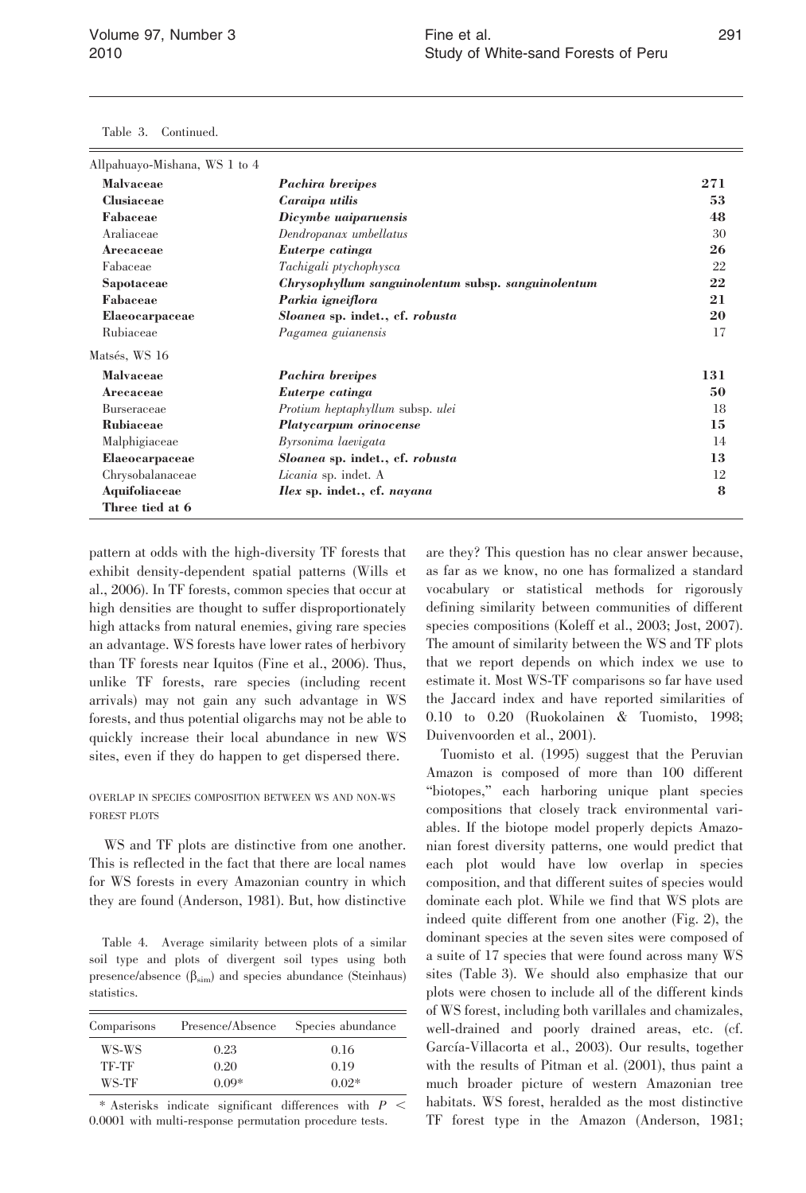Table 3. Continued.

| | | |
|---|---|---|
| Allpahuayo-Mishana, WS 1 to 4 | | |
| **Malvaceae** | ***Pachira brevipes*** | **271** |
| **Clusiaceae** | ***Caraipa utilis*** | **53** |
| **Fabaceae** | ***Dicymbe uaiparuensis*** | **48** |
| Araliaceae | *Dendropanax umbellatus* | 30 |
| **Arecaceae** | ***Euterpe catinga*** | **26** |
| Fabaceae | *Tachigali ptychophysca* | 22 |
| **Sapotaceae** | ***Chrysophyllum sanguinolentum* subsp. *sanguinolentum*** | **22** |
| **Fabaceae** | ***Parkia igneiflora*** | **21** |
| **Elaeocarpaceae** | ***Sloanea* sp. indet., cf. *robusta*** | **20** |
| Rubiaceae | *Pagamea guianensis* | 17 |
| Matsés, WS 16 | | |
| **Malvaceae** | ***Pachira brevipes*** | **131** |
| **Arecaceae** | ***Euterpe catinga*** | **50** |
| Burseraceae | *Protium heptaphyllum* subsp. *ulei* | 18 |
| **Rubiaceae** | ***Platycarpum orinocense*** | **15** |
| Malphigiaceae | *Byrsonima laevigata* | 14 |
| **Elaeocarpaceae** | ***Sloanea* sp. indet., cf. *robusta*** | **13** |
| Chrysobalanaceae | *Licania* sp. indet. A | 12 |
| **Aquifoliaceae** | ***Ilex* sp. indet., cf. *nayana*** | **8** |
| **Three tied at 6** | | |

pattern at odds with the high-diversity TF forests that exhibit density-dependent spatial patterns (Wills et al., 2006). In TF forests, common species that occur at high densities are thought to suffer disproportionately high attacks from natural enemies, giving rare species an advantage. WS forests have lower rates of herbivory than TF forests near Iquitos (Fine et al., 2006). Thus, unlike TF forests, rare species (including recent arrivals) may not gain any such advantage in WS forests, and thus potential oligarchs may not be able to quickly increase their local abundance in new WS sites, even if they do happen to get dispersed there.

### OVERLAP IN SPECIES COMPOSITION BETWEEN WS AND NON-WS FOREST PLOTS

WS and TF plots are distinctive from one another. This is reflected in the fact that there are local names for WS forests in every Amazonian country in which they are found (Anderson, 1981). But, how distinctive are they? This question has no clear answer because, as far as we know, no one has formalized a standard vocabulary or statistical methods for rigorously defining similarity between communities of different species compositions (Koleff et al., 2003; Jost, 2007). The amount of similarity between the WS and TF plots that we report depends on which index we use to estimate it. Most WS-TF comparisons so far have used the Jaccard index and have reported similarities of 0.10 to 0.20 (Ruokolainen & Tuomisto, 1998; Duivenvoorden et al., 2001).

Table 4. Average similarity between plots of a similar soil type and plots of divergent soil types using both presence/absence ($\beta_{sim}$) and species abundance (Steinhaus) statistics.

| Comparisons | Presence/Absence | Species abundance |
|---|---|---|
| WS-WS | 0.23 | 0.16 |
| TF-TF | 0.20 | 0.19 |
| WS-TF | 0.09* | 0.02* |

\* Asterisks indicate significant differences with $P < 0.0001$ with multi-response permutation procedure tests.

Tuomisto et al. (1995) suggest that the Peruvian Amazon is composed of more than 100 different "biotopes," each harboring unique plant species compositions that closely track environmental variables. If the biotope model properly depicts Amazonian forest diversity patterns, one would predict that each plot would have low overlap in species composition, and that different suites of species would dominate each plot. While we find that WS plots are indeed quite different from one another (Fig. 2), the dominant species at the seven sites were composed of a suite of 17 species that were found across many WS sites (Table 3). We should also emphasize that our plots were chosen to include all of the different kinds of WS forest, including both varillales and chamizales, well-drained and poorly drained areas, etc. (cf. García-Villacorta et al., 2003). Our results, together with the results of Pitman et al. (2001), thus paint a much broader picture of western Amazonian tree habitats. WS forest, heralded as the most distinctive TF forest type in the Amazon (Anderson, 1981;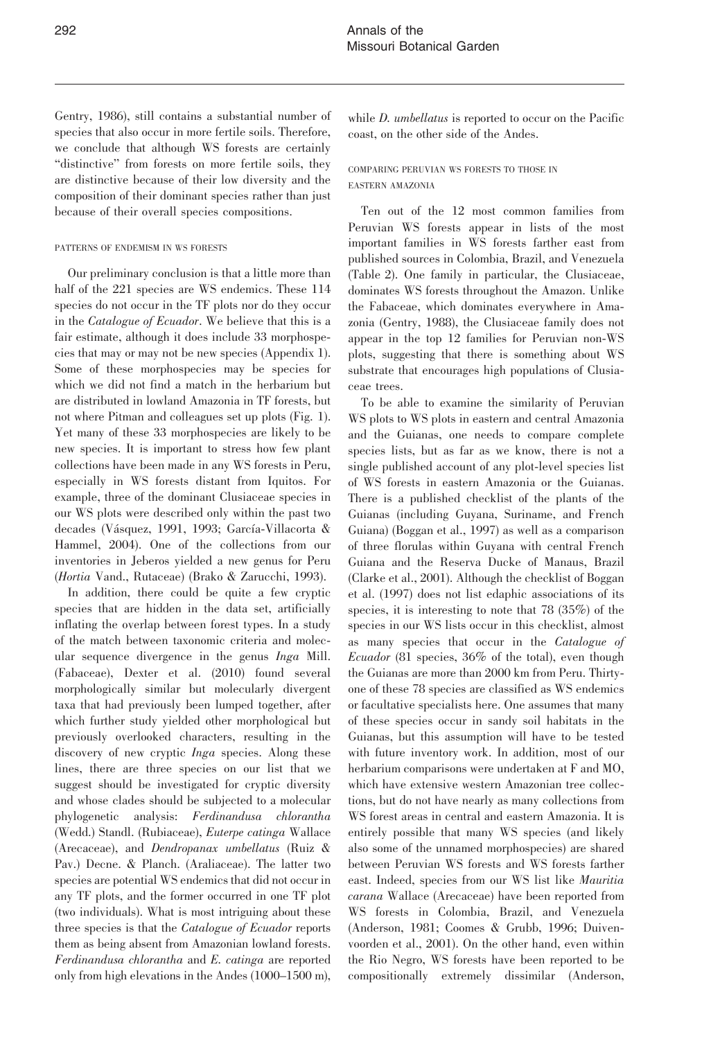Gentry, 1986), still contains a substantial number of species that also occur in more fertile soils. Therefore, we conclude that although WS forests are certainly "distinctive" from forests on more fertile soils, they are distinctive because of their low diversity and the composition of their dominant species rather than just because of their overall species compositions.

### PATTERNS OF ENDEMISM IN WS FORESTS

Our preliminary conclusion is that a little more than half of the 221 species are WS endemics. These 114 species do not occur in the TF plots nor do they occur in the *Catalogue of Ecuador*. We believe that this is a fair estimate, although it does include 33 morphospecies that may or may not be new species (Appendix 1). Some of these morphospecies may be species for which we did not find a match in the herbarium but are distributed in lowland Amazonia in TF forests, but not where Pitman and colleagues set up plots (Fig. 1). Yet many of these 33 morphospecies are likely to be new species. It is important to stress how few plant collections have been made in any WS forests in Peru, especially in WS forests distant from Iquitos. For example, three of the dominant Clusiaceae species in our WS plots were described only within the past two decades (Vásquez, 1991, 1993; García-Villacorta & Hammel, 2004). One of the collections from our inventories in Jeberos yielded a new genus for Peru (*Hortia* Vand., Rutaceae) (Brako & Zarucchi, 1993).

In addition, there could be quite a few cryptic species that are hidden in the data set, artificially inflating the overlap between forest types. In a study of the match between taxonomic criteria and molecular sequence divergence in the genus *Inga* Mill. (Fabaceae), Dexter et al. (2010) found several morphologically similar but molecularly divergent taxa that had previously been lumped together, after which further study yielded other morphological but previously overlooked characters, resulting in the discovery of new cryptic *Inga* species. Along these lines, there are three species on our list that we suggest should be investigated for cryptic diversity and whose clades should be subjected to a molecular phylogenetic analysis: *Ferdinandusa chlorantha* (Wedd.) Standl. (Rubiaceae), *Euterpe catinga* Wallace (Arecaceae), and *Dendropanax umbellatus* (Ruiz & Pav.) Decne. & Planch. (Araliaceae). The latter two species are potential WS endemics that did not occur in any TF plots, and the former occurred in one TF plot (two individuals). What is most intriguing about these three species is that the *Catalogue of Ecuador* reports them as being absent from Amazonian lowland forests. *Ferdinandusa chlorantha* and *E. catinga* are reported only from high elevations in the Andes (1000–1500 m), while *D. umbellatus* is reported to occur on the Pacific coast, on the other side of the Andes.

### COMPARING PERUVIAN WS FORESTS TO THOSE IN EASTERN AMAZONIA

Ten out of the 12 most common families from Peruvian WS forests appear in lists of the most important families in WS forests farther east from published sources in Colombia, Brazil, and Venezuela (Table 2). One family in particular, the Clusiaceae, dominates WS forests throughout the Amazon. Unlike the Fabaceae, which dominates everywhere in Amazonia (Gentry, 1988), the Clusiaceae family does not appear in the top 12 families for Peruvian non-WS plots, suggesting that there is something about WS substrate that encourages high populations of Clusiaceae trees.

To be able to examine the similarity of Peruvian WS plots to WS plots in eastern and central Amazonia and the Guianas, one needs to compare complete species lists, but as far as we know, there is not a single published account of any plot-level species list of WS forests in eastern Amazonia or the Guianas. There is a published checklist of the plants of the Guianas (including Guyana, Suriname, and French Guiana) (Boggan et al., 1997) as well as a comparison of three florulas within Guyana with central French Guiana and the Reserva Ducke of Manaus, Brazil (Clarke et al., 2001). Although the checklist of Boggan et al. (1997) does not list edaphic associations of its species, it is interesting to note that 78 (35%) of the species in our WS lists occur in this checklist, almost as many species that occur in the *Catalogue of Ecuador* (81 species, 36% of the total), even though the Guianas are more than 2000 km from Peru. Thirty-one of these 78 species are classified as WS endemics or facultative specialists here. One assumes that many of these species occur in sandy soil habitats in the Guianas, but this assumption will have to be tested with future inventory work. In addition, most of our herbarium comparisons were undertaken at F and MO, which have extensive western Amazonian tree collections, but do not have nearly as many collections from WS forest areas in central and eastern Amazonia. It is entirely possible that many WS species (and likely also some of the unnamed morphospecies) are shared between Peruvian WS forests and WS forests farther east. Indeed, species from our WS list like *Mauritia carana* Wallace (Arecaceae) have been reported from WS forests in Colombia, Brazil, and Venezuela (Anderson, 1981; Coomes & Grubb, 1996; Duivenvoorden et al., 2001). On the other hand, even within the Rio Negro, WS forests have been reported to be compositionally extremely dissimilar (Anderson,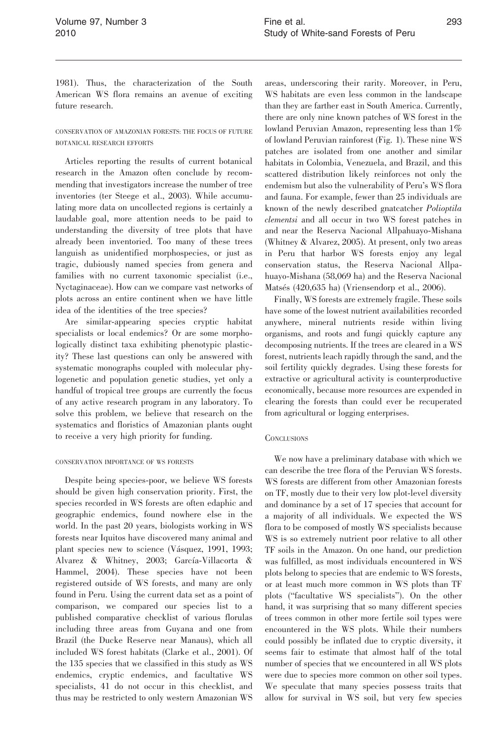1981). Thus, the characterization of the South American WS flora remains an avenue of exciting future research.

### CONSERVATION OF AMAZONIAN FORESTS: THE FOCUS OF FUTURE BOTANICAL RESEARCH EFFORTS

Articles reporting the results of current botanical research in the Amazon often conclude by recommending that investigators increase the number of tree inventories (ter Steege et al., 2003). While accumulating more data on uncollected regions is certainly a laudable goal, more attention needs to be paid to understanding the diversity of tree plots that have already been inventoried. Too many of these trees languish as unidentified morphospecies, or just as tragic, dubiously named species from genera and families with no current taxonomic specialist (i.e., Nyctaginaceae). How can we compare vast networks of plots across an entire continent when we have little idea of the identities of the tree species?

Are similar-appearing species cryptic habitat specialists or local endemics? Or are some morphologically distinct taxa exhibiting phenotypic plasticity? These last questions can only be answered with systematic monographs coupled with molecular phylogenetic and population genetic studies, yet only a handful of tropical tree groups are currently the focus of any active research program in any laboratory. To solve this problem, we believe that research on the systematics and floristics of Amazonian plants ought to receive a very high priority for funding.

### CONSERVATION IMPORTANCE OF WS FORESTS

Despite being species-poor, we believe WS forests should be given high conservation priority. First, the species recorded in WS forests are often edaphic and geographic endemics, found nowhere else in the world. In the past 20 years, biologists working in WS forests near Iquitos have discovered many animal and plant species new to science (Vásquez, 1991, 1993; Alvarez & Whitney, 2003; García-Villacorta & Hammel, 2004). These species have not been registered outside of WS forests, and many are only found in Peru. Using the current data set as a point of comparison, we compared our species list to a published comparative checklist of various florulas including three areas from Guyana and one from Brazil (the Ducke Reserve near Manaus), which all included WS forest habitats (Clarke et al., 2001). Of the 135 species that we classified in this study as WS endemics, cryptic endemics, and facultative WS specialists, 41 do not occur in this checklist, and thus may be restricted to only western Amazonian WS areas, underscoring their rarity. Moreover, in Peru, WS habitats are even less common in the landscape than they are farther east in South America. Currently, there are only nine known patches of WS forest in the lowland Peruvian Amazon, representing less than 1% of lowland Peruvian rainforest (Fig. 1). These nine WS patches are isolated from one another and similar habitats in Colombia, Venezuela, and Brazil, and this scattered distribution likely reinforces not only the endemism but also the vulnerability of Peru's WS flora and fauna. For example, fewer than 25 individuals are known of the newly described gnatcatcher *Polioptila clementsi* and all occur in two WS forest patches in and near the Reserva Nacional Allpahuayo-Mishana (Whitney & Alvarez, 2005). At present, only two areas in Peru that harbor WS forests enjoy any legal conservation status, the Reserva Nacional Allpahuayo-Mishana (58,069 ha) and the Reserva Nacional Matsés (420,635 ha) (Vriensendorp et al., 2006).

Finally, WS forests are extremely fragile. These soils have some of the lowest nutrient availabilities recorded anywhere, mineral nutrients reside within living organisms, and roots and fungi quickly capture any decomposing nutrients. If the trees are cleared in a WS forest, nutrients leach rapidly through the sand, and the soil fertility quickly degrades. Using these forests for extractive or agricultural activity is counterproductive economically, because more resources are expended in clearing the forests than could ever be recuperated from agricultural or logging enterprises.

## CONCLUSIONS

We now have a preliminary database with which we can describe the tree flora of the Peruvian WS forests. WS forests are different from other Amazonian forests on TF, mostly due to their very low plot-level diversity and dominance by a set of 17 species that account for a majority of all individuals. We expected the WS flora to be composed of mostly WS specialists because WS is so extremely nutrient poor relative to all other TF soils in the Amazon. On one hand, our prediction was fulfilled, as most individuals encountered in WS plots belong to species that are endemic to WS forests, or at least much more common in WS plots than TF plots ("facultative WS specialists"). On the other hand, it was surprising that so many different species of trees common in other more fertile soil types were encountered in the WS plots. While their numbers could possibly be inflated due to cryptic diversity, it seems fair to estimate that almost half of the total number of species that we encountered in all WS plots were due to species more common on other soil types. We speculate that many species possess traits that allow for survival in WS soil, but very few species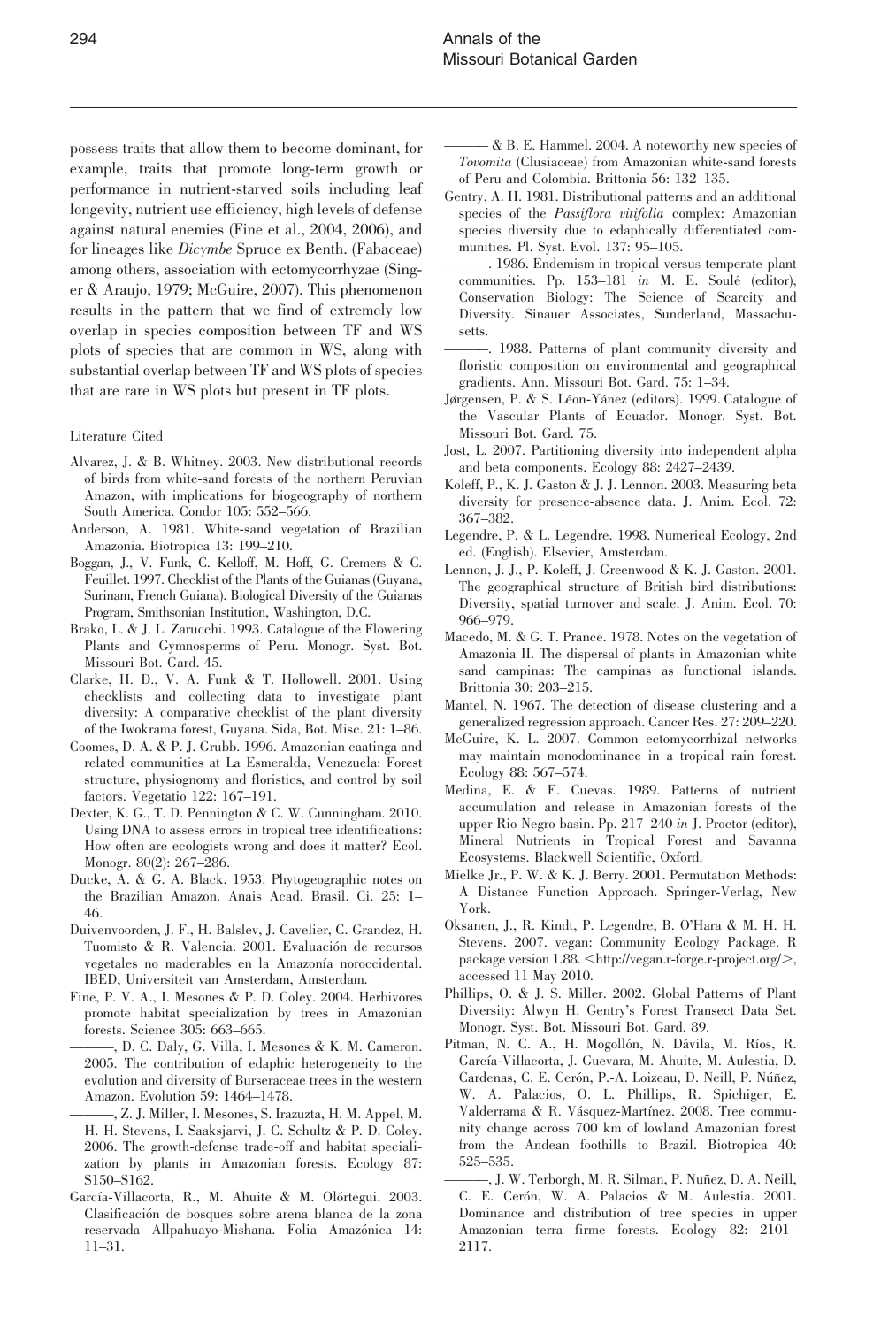possess traits that allow them to become dominant, for example, traits that promote long-term growth or performance in nutrient-starved soils including leaf longevity, nutrient use efficiency, high levels of defense against natural enemies (Fine et al., 2004, 2006), and for lineages like *Dicymbe* Spruce ex Benth. (Fabaceae) among others, association with ectomycorrhyzae (Singer & Araujo, 1979; McGuire, 2007). This phenomenon results in the pattern that we find of extremely low overlap in species composition between TF and WS plots of species that are common in WS, along with substantial overlap between TF and WS plots of species that are rare in WS plots but present in TF plots.

### Literature Cited

Alvarez, J. & B. Whitney. 2003. New distributional records of birds from white-sand forests of the northern Peruvian Amazon, with implications for biogeography of northern South America. Condor 105: 552–566.

Anderson, A. 1981. White-sand vegetation of Brazilian Amazonia. Biotropica 13: 199–210.

Boggan, J., V. Funk, C. Kelloff, M. Hoff, G. Cremers & C. Feuillet. 1997. Checklist of the Plants of the Guianas (Guyana, Surinam, French Guiana). Biological Diversity of the Guianas Program, Smithsonian Institution, Washington, D.C.

Brako, L. & J. L. Zarucchi. 1993. Catalogue of the Flowering Plants and Gymnosperms of Peru. Monogr. Syst. Bot. Missouri Bot. Gard. 45.

Clarke, H. D., V. A. Funk & T. Hollowell. 2001. Using checklists and collecting data to investigate plant diversity: A comparative checklist of the plant diversity of the Iwokrama forest, Guyana. Sida, Bot. Misc. 21: 1–86.

Coomes, D. A. & P. J. Grubb. 1996. Amazonian caatinga and related communities at La Esmeralda, Venezuela: Forest structure, physiognomy and floristics, and control by soil factors. Vegetatio 122: 167–191.

Dexter, K. G., T. D. Pennington & C. W. Cunningham. 2010. Using DNA to assess errors in tropical tree identifications: How often are ecologists wrong and does it matter? Ecol. Monogr. 80(2): 267–286.

Ducke, A. & G. A. Black. 1953. Phytogeographic notes on the Brazilian Amazon. Anais Acad. Brasil. Ci. 25: 1–46.

Duivenvoorden, J. F., H. Balslev, J. Cavelier, C. Grandez, H. Tuomisto & R. Valencia. 2001. Evaluación de recursos vegetales no maderables en la Amazonía noroccidental. IBED, Universiteit van Amsterdam, Amsterdam.

Fine, P. V. A., I. Mesones & P. D. Coley. 2004. Herbivores promote habitat specialization by trees in Amazonian forests. Science 305: 663–665.

———, D. C. Daly, G. Villa, I. Mesones & K. M. Cameron. 2005. The contribution of edaphic heterogeneity to the evolution and diversity of Burseraceae trees in the western Amazon. Evolution 59: 1464–1478.

———, Z. J. Miller, I. Mesones, S. Irazuzta, H. M. Appel, M. H. H. Stevens, I. Saaksjarvi, J. C. Schultz & P. D. Coley. 2006. The growth-defense trade-off and habitat specialization by plants in Amazonian forests. Ecology 87: S150–S162.

García-Villacorta, R., M. Ahuite & M. Olórtegui. 2003. Clasificación de bosques sobre arena blanca de la zona reservada Allpahuayo-Mishana. Folia Amazónica 14: 11–31.

——— & B. E. Hammel. 2004. A noteworthy new species of *Tovomita* (Clusiaceae) from Amazonian white-sand forests of Peru and Colombia. Brittonia 56: 132–135.

Gentry, A. H. 1981. Distributional patterns and an additional species of the *Passiflora vitifolia* complex: Amazonian species diversity due to edaphically differentiated communities. Pl. Syst. Evol. 137: 95–105.

———. 1986. Endemism in tropical versus temperate plant communities. Pp. 153–181 *in* M. E. Soulé (editor), Conservation Biology: The Science of Scarcity and Diversity. Sinauer Associates, Sunderland, Massachusetts.

———. 1988. Patterns of plant community diversity and floristic composition on environmental and geographical gradients. Ann. Missouri Bot. Gard. 75: 1–34.

Jørgensen, P. & S. Léon-Yánez (editors). 1999. Catalogue of the Vascular Plants of Ecuador. Monogr. Syst. Bot. Missouri Bot. Gard. 75.

Jost, L. 2007. Partitioning diversity into independent alpha and beta components. Ecology 88: 2427–2439.

Koleff, P., K. J. Gaston & J. J. Lennon. 2003. Measuring beta diversity for presence-absence data. J. Anim. Ecol. 72: 367–382.

Legendre, P. & L. Legendre. 1998. Numerical Ecology, 2nd ed. (English). Elsevier, Amsterdam.

Lennon, J. J., P. Koleff, J. Greenwood & K. J. Gaston. 2001. The geographical structure of British bird distributions: Diversity, spatial turnover and scale. J. Anim. Ecol. 70: 966–979.

Macedo, M. & G. T. Prance. 1978. Notes on the vegetation of Amazonia II. The dispersal of plants in Amazonian white sand campinas: The campinas as functional islands. Brittonia 30: 203–215.

Mantel, N. 1967. The detection of disease clustering and a generalized regression approach. Cancer Res. 27: 209–220.

McGuire, K. L. 2007. Common ectomycorrhizal networks may maintain monodominance in a tropical rain forest. Ecology 88: 567–574.

Medina, E. & E. Cuevas. 1989. Patterns of nutrient accumulation and release in Amazonian forests of the upper Rio Negro basin. Pp. 217–240 *in* J. Proctor (editor), Mineral Nutrients in Tropical Forest and Savanna Ecosystems. Blackwell Scientific, Oxford.

Mielke Jr., P. W. & K. J. Berry. 2001. Permutation Methods: A Distance Function Approach. Springer-Verlag, New York.

Oksanen, J., R. Kindt, P. Legendre, B. O'Hara & M. H. H. Stevens. 2007. vegan: Community Ecology Package. R package version 1.88. <http://vegan.r-forge.r-project.org/>, accessed 11 May 2010.

Phillips, O. & J. S. Miller. 2002. Global Patterns of Plant Diversity: Alwyn H. Gentry's Forest Transect Data Set. Monogr. Syst. Bot. Missouri Bot. Gard. 89.

Pitman, N. C. A., H. Mogollón, N. Dávila, M. Ríos, R. García-Villacorta, J. Guevara, M. Ahuite, M. Aulestia, D. Cardenas, C. E. Cerón, P.-A. Loizeau, D. Neill, P. Núñez, W. A. Palacios, O. L. Phillips, R. Spichiger, E. Valderrama & R. Vásquez-Martínez. 2008. Tree community change across 700 km of lowland Amazonian forest from the Andean foothills to Brazil. Biotropica 40: 525–535.

———, J. W. Terborgh, M. R. Silman, P. Nuñez, D. A. Neill, C. E. Cerón, W. A. Palacios & M. Aulestia. 2001. Dominance and distribution of tree species in upper Amazonian terra firme forests. Ecology 82: 2101–2117.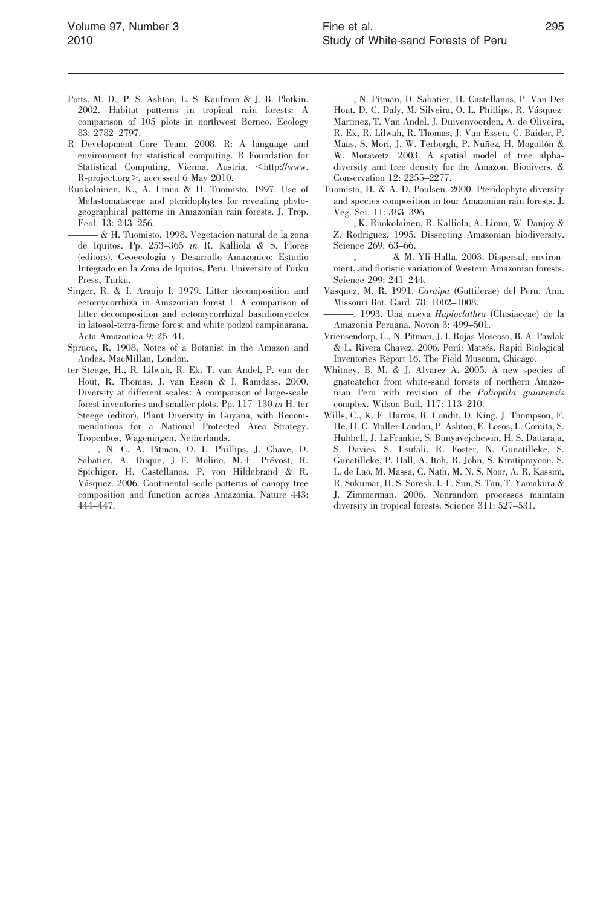Potts, M. D., P. S. Ashton, L. S. Kaufman & J. B. Plotkin. 2002. Habitat patterns in tropical rain forests: A comparison of 105 plots in northwest Borneo. Ecology 83: 2782–2797.

R Development Core Team. 2008. R: A language and environment for statistical computing. R Foundation for Statistical Computing, Vienna, Austria. <http://www.R-project.org>, accessed 6 May 2010.

Ruokolainen, K., A. Linna & H. Tuomisto. 1997. Use of Melastomataceae and pteridophytes for revealing phytogeographical patterns in Amazonian rain forests. J. Trop. Ecol. 13: 243–256.

——— & H. Tuomisto. 1998. Vegetación natural de la zona de Iquitos. Pp. 253–365 *in* R. Kalliola & S. Flores (editors), Geoecologia y Desarrollo Amazonico: Estudio Integrado en la Zona de Iquitos, Peru. University of Turku Press, Turku.

Singer, R. & I. Araujo I. 1979. Litter decomposition and ectomycorrhiza in Amazonian forest I. A comparison of litter decomposition and ectomycorrhizal basidiomycetes in latosol-terra-firme forest and white podzol campinarana. Acta Amazonica 9: 25–41.

Spruce, R. 1908. Notes of a Botanist in the Amazon and Andes. MacMillan, London.

ter Steege, H., R. Lilwah, R. Ek, T. van Andel, P. van der Hout, R. Thomas, J. van Essen & I. Ramdass. 2000. Diversity at different scales: A comparison of large-scale forest inventories and smaller plots. Pp. 117–130 *in* H. ter Steege (editor), Plant Diversity in Guyana, with Recommendations for a National Protected Area Strategy. Tropenbos, Wageningen, Netherlands.

———, N. C. A. Pitman, O. L. Phillips, J. Chave, D. Sabatier, A. Duque, J.-F. Molino, M.-F. Prévost, R. Spichiger, H. Castellanos, P. von Hildebrand & R. Vásquez. 2006. Continental-scale patterns of canopy tree composition and function across Amazonia. Nature 443: 444–447.

———, N. Pitman, D. Sabatier, H. Castellanos, P. Van Der Hout, D. C. Daly, M. Silveira, O. L. Phillips, R. Vásquez-Martinez, T. Van Andel, J. Duivenvoorden, A. de Oliveira, R. Ek, R. Lilwah, R. Thomas, J. Van Essen, C. Baider, P. Maas, S. Mori, J. W. Terborgh, P. Nuñez, H. Mogollón & W. Morawetz. 2003. A spatial model of tree alpha-diversity and tree density for the Amazon. Biodivers. & Conservation 12: 2255–2277.

Tuomisto, H. & A. D. Poulsen. 2000. Pteridophyte diversity and species composition in four Amazonian rain forests. J. Veg. Sci. 11: 383–396.

———, K. Ruokolainen, R. Kalliola, A. Linna, W. Danjoy & Z. Rodriguez. 1995. Dissecting Amazonian biodiversity. Science 269: 63–66.

———, ——— & M. Yli-Halla. 2003. Dispersal, environment, and floristic variation of Western Amazonian forests. Science 299: 241–244.

Vásquez, M. R. 1991. *Caraipa* (Guttiferae) del Peru. Ann. Missouri Bot. Gard. 78: 1002–1008.

———. 1993. Una nueva *Haploclathra* (Clusiaceae) de la Amazonia Peruana. Novon 3: 499–501.

Vriensendorp, C., N. Pitman, J. I. Rojas Moscoso, B. A. Pawlak & L. Rivera Chavez. 2006. Perú: Matsés. Rapid Biological Inventories Report 16. The Field Museum, Chicago.

Whitney, B. M. & J. Alvarez A. 2005. A new species of gnatcatcher from white-sand forests of northern Amazonian Peru with revision of the *Polioptila guianensis* complex. Wilson Bull. 117: 113–210.

Wills, C., K. E. Harms, R. Condit, D. King, J. Thompson, F. He, H. C. Muller-Landau, P. Ashton, E. Losos, L. Comita, S. Hubbell, J. LaFrankie, S. Bunyavejchewin, H. S. Dattaraja, S. Davies, S. Esufali, R. Foster, N. Gunatilleke, S. Gunatilleke, P. Hall, A. Itoh, R. John, S. Kiratiprayoon, S. L. de Lao, M. Massa, C. Nath, M. N. S. Noor, A. R. Kassim, R. Sukumar, H. S. Suresh, I.-F. Sun, S. Tan, T. Yamakura & J. Zimmerman. 2006. Nonrandom processes maintain diversity in tropical forests. Science 311: 527–531.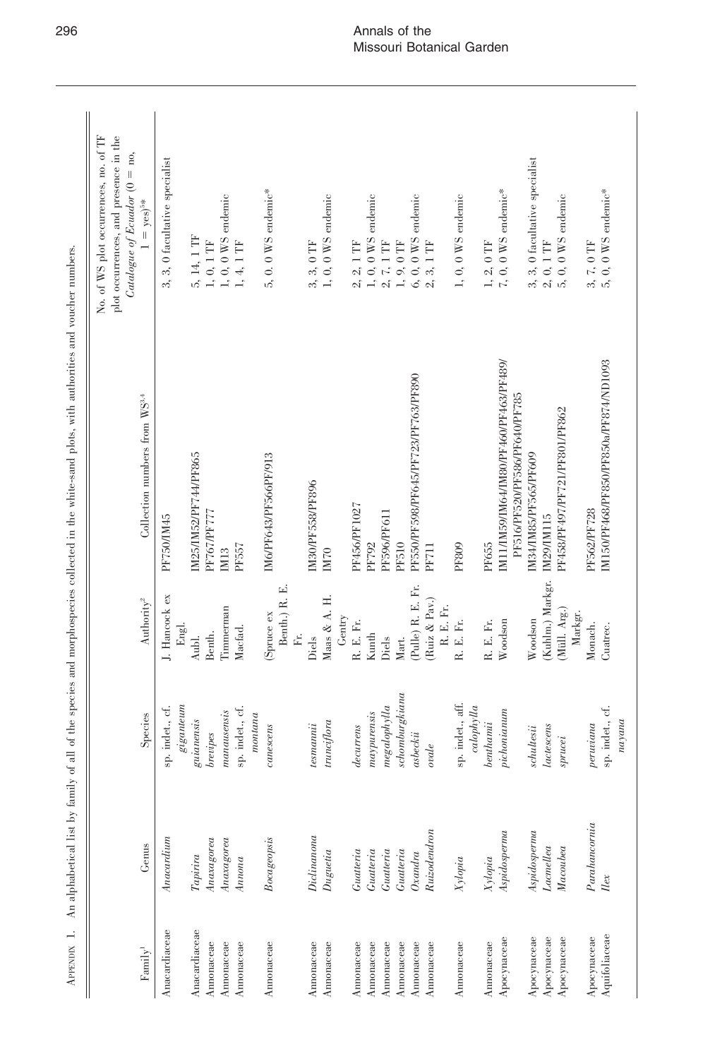APPENDIX 1. An alphabetical list by family of all of the species and morphospecies collected in the white-sand plots, with authorities and voucher numbers.

| Family[1] | Genus | Species | Authority[2] | Collection numbers from WS[3,4] | No. of WS plot occurrences, no. of TF plot occurrences, and presence in the *Catalogue of Ecuador* (0 = no, 1 = yes)[5]* |
|---|---|---|---|---|---|
| Anacardiaceae | *Anacardium* | sp. indet., cf. *giganteum* | J. Hancock ex Engl. | PF750/IM45 | 3, 3, 0 facultative specialist |
| Anacardiaceae | *Tapirira* | *guianensis* | Aubl. | IM25/IM52/PF744/PF865 | 5, 14, 1 TF |
| Annonaceae | *Anaxagorea* | *brevipes* | Benth. | PF767/PF777 | 1, 0, 1 TF |
| Annonaceae | *Anaxagorea* | *manausensis* | Timmerman | IM13 | 1, 0, 0 WS endemic |
| Annonaceae | *Annona* | sp. indet., cf. *montana* | Macfad. | PF557 | 1, 4, 1 TF |
| Annonaceae | *Bocageopsis* | *canescens* | (Spruce ex Benth.) R. E. Fr. | IM6/PF643/PF566/PF/913 | 5, 0, 0 WS endemic* |
| Annonaceae | *Diclinanona* | *tesmannii* | Diels | IM30/PF558/PF896 | 3, 3, 0 TF |
| Annonaceae | *Duguetia* | *trunciflora* | Maas & A. H. Gentry | IM70 | 1, 0, 0 WS endemic |
| Annonaceae | *Guatteria* | *decurrens* | R. E. Fr. | PF456/PF1027 | 2, 2, 1 TF |
| Annonaceae | *Guatteria* | *maypurensis* | Kunth | PF792 | 1, 0, 0 WS endemic |
| Annonaceae | *Guatteria* | *megalophylla* | Diels | PF596/PF611 | 2, 7, 1 TF |
| Annonaceae | *Guatteria* | *schomburgkiana* | Mart. | PF510 | 1, 9, 0 TF |
| Annonaceae | *Oxandra* | *asbeckii* | (Pulle) R. E. Fr. | PF550/PF598/PF645/PF723/PF763/PF890 | 6, 0, 0 WS endemic |
| Annonaceae | *Ruizodendron* | *ovale* | (Ruiz & Pav.) R. E. Fr. | PF711 | 2, 3, 1 TF |
| Annonaceae | *Xylopia* | sp. indet., aff. *calophylla* | R. E. Fr. | PF809 | 1, 0, 0 WS endemic |
| Annonaceae | *Xylopia* | *benthamii* | R. E. Fr. | PF655 | 1, 2, 0 TF |
| Apocynaceae | *Aspidosperma* | *pichonianum* | Woodson | IM11/IM59/IM64/IM80/PF460/PF463/PF489/PF516/PF520/PF586/PF640/PF785 | 7, 0, 0 WS endemic* |
| Apocynaceae | *Aspidosperma* | *schultesii* | Woodson | IM34/IM85/PF565/PF609 | 3, 3, 0 facultative specialist |
| Apocynaceae | *Lacmellea* | *lactescens* | (Kuhlm.) Markgr. | IM29/IM115 | 2, 0, 1 TF |
| Apocynaceae | *Macoubea* | *sprucei* | (Müll. Arg.) Markgr. | PF458/PF497/PF721/PF801/PF862 | 5, 0, 0 WS endemic |
| Apocynaceae | *Parahancornia* | *peruviana* | Monach. | PF562/PF728 | 3, 7, 0 TF |
| Aquifoliaceae | *Ilex* | sp. indet., cf. *nayana* | Cuatrec. | IM150/PF468/PF850/PF850a/PF874/ND1093 | 5, 0, 0 WS endemic* |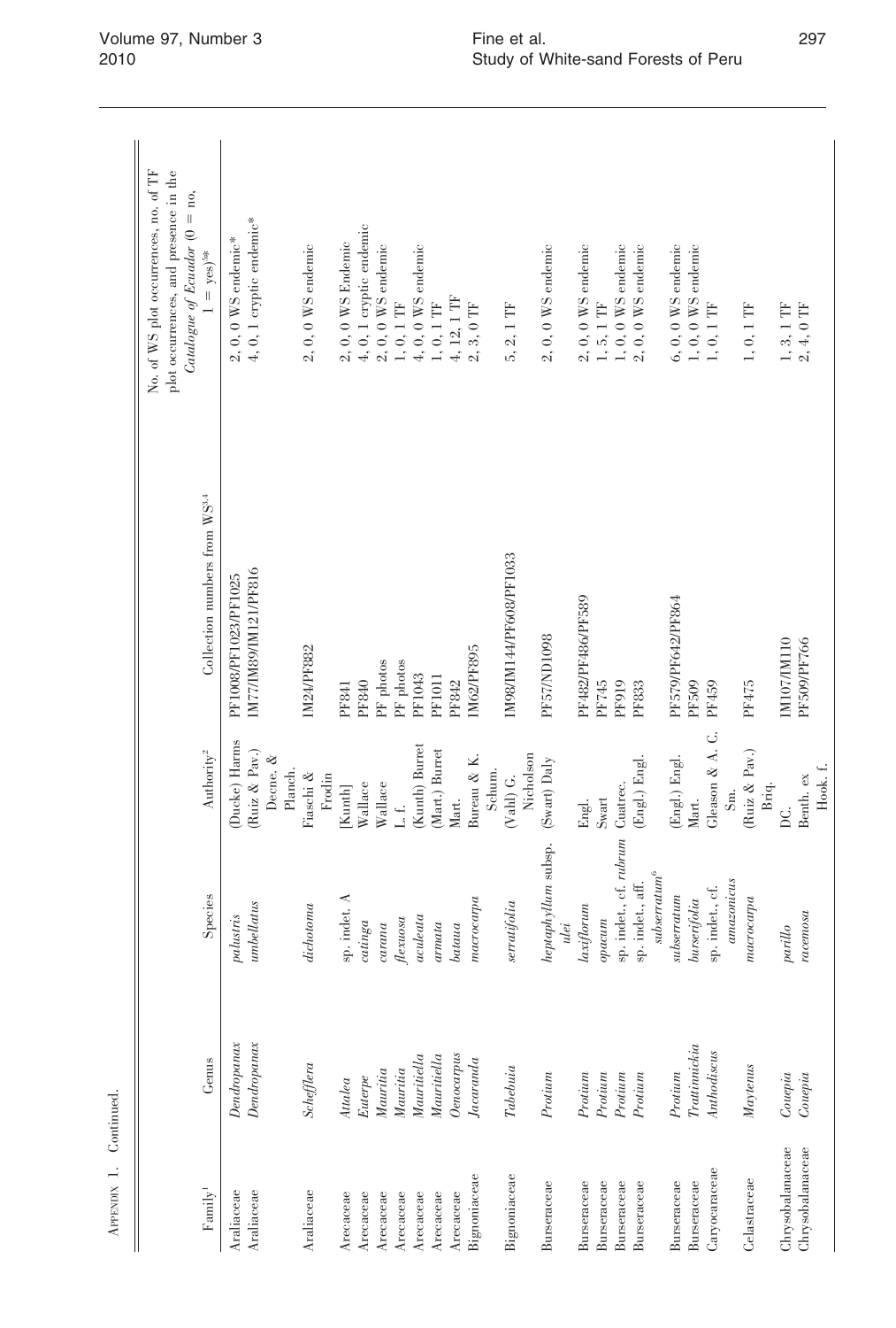Appendix 1. Continued.

| Family[1] | Genus | Species | Authority[2] | Collection numbers from WS[3,4] | No. of WS plot occurrences, no. of TF plot occurrences, and presence in the *Catalogue of Ecuador* (0 = no, 1 = yes)[5]* |
|---|---|---|---|---|---|
| Araliaceae | *Dendropanax* | *palustris* | (Ducke) Harms | PF1008/PF1023/PF1025 | 2, 0, 0 WS endemic* |
| Araliaceae | *Dendropanax* | *umbellatus* | (Ruiz & Pav.) Decne. & Planch. | IM77/IM89/IM121/PF816 | 4, 0, 1 cryptic endemic* |
| Araliaceae | *Schefflera* | *dichotoma* | Fiaschi & Frodin | IM24/PF882 | 2, 0, 0 WS endemic |
| Arecaceae | *Attalea* | sp. indet. A | [Kunth] | PF841 | 2, 0, 0 WS Endemic |
| Arecaceae | *Euterpe* | *catinga* | Wallace | PF840 | 4, 0, 1 cryptic endemic |
| Arecaceae | *Mauritia* | *carana* | Wallace | PF photos | 2, 0, 0 WS endemic |
| Arecaceae | *Mauritia* | *flexuosa* | L. f. | PF photos | 1, 0, 1 TF |
| Arecaceae | *Mauritiella* | *aculeata* | (Kunth) Burret | PF1043 | 4, 0, 0 WS endemic |
| Arecaceae | *Mauritiella* | *armata* | (Mart.) Burret | PF1011 | 1, 0, 1 TF |
| Arecaceae | *Oenocarpus* | *bataua* | Mart. | PF842 | 4, 12, 1 TF |
| Bignoniaceae | *Jacaranda* | *macrocarpa* | Bureau & K. Schum. | IM62/PF895 | 2, 3, 0 TF |
| Bignoniaceae | *Tabebuia* | *serratifolia* | (Vahl) G. Nicholson | IM98/IM144/PF608/PF1033 | 5, 2, 1 TF |
| Burseraceae | *Protium* | *heptaphyllum* subsp. *ulei* | (Swart) Daly | PF57/ND1098 | 2, 0, 0 WS endemic |
| Burseraceae | *Protium* | *laxiflorum* | Engl. | PF482/PF486/PF589 | 2, 0, 0 WS endemic |
| Burseraceae | *Protium* | *opacum* | Swart | PF745 | 1, 5, 1 TF |
| Burseraceae | *Protium* | sp. indet., cf. *rubrum* | Cuatrec. | PF919 | 1, 0, 0 WS endemic |
| Burseraceae | *Protium* | sp. indet., aff. *subserratum*[6] | (Engl.) Engl. | PF833 | 2, 0, 0 WS endemic |
| Burseraceae | *Protium* | *subserratum* | (Engl.) Engl. | PF579/PF642/PF864 | 6, 0, 0 WS endemic |
| Burseraceae | *Trattinnickia* | *burserifolia* | Mart. | PF509 | 1, 0, 0 WS endemic |
| Caryocaraceae | *Anthodiscus* | sp. indet., cf. *amazonicus* | Gleason & A. C. Sm. | PF459 | 1, 0, 1 TF |
| Celastraceae | *Maytenus* | *macrocarpa* | (Ruiz & Pav.) Briq. | PF475 | 1, 0, 1 TF |
| Chrysobalanaceae | *Couepia* | *parillo* | DC. | IM107/IM110 | 1, 3, 1 TF |
| Chrysobalanaceae | *Couepia* | *racemosa* | Benth. ex Hook. f. | PF509/PF766 | 2, 4, 0 TF |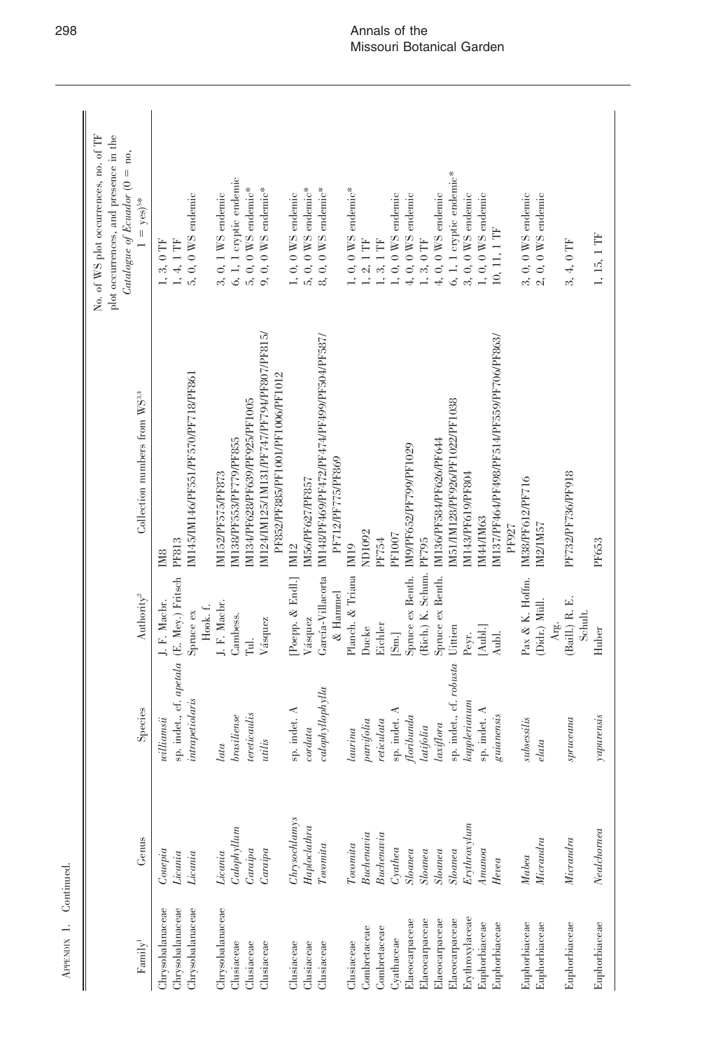Appendix 1. Continued.

| Family[1] | Genus | Species | Authority[2] | Collection numbers from WS[3,4] | No. of WS plot occurrences, no. of TF plot occurrences, and presence in the *Catalogue of Ecuador* (0 = no, 1 = yes)[5*] |
|---|---|---|---|---|---|
| Chrysobalanaceae | *Couepia* | *williamsii* | J. F. Macbr. | IM8 | 1, 3, 0 TF |
| Chrysobalanaceae | *Licania* | sp. indet., cf. *apetala* | (E. Mey.) Fritsch | PF813 | 1, 4, 1 TF |
| Chrysobalanaceae | *Licania* | *intrapetiolaris* | Spruce ex Hook. f. | IM145/IM146/PF551/PF570/PF718/PF861 | 5, 0, 0 WS endemic |
| Chrysobalanaceae | *Licania* | *lata* | J. F. Macbr. | IM152/PF575/PF873 | 3, 0, 1 WS endemic |
| Clusiaceae | *Calophyllum* | *brasiliense* | Cambess. | IM138/PF553/PF779/PF855 | 6, 1, 1 cryptic endemic |
| Clusiaceae | *Caraipa* | *tereticaulis* | Tul. | IM134/PF628/PF639/PF925/PF1005 | 5, 0, 0 WS endemic* |
| Clusiaceae | *Caraipa* | *utilis* | Vásquez | IM124/IM125/IM131/PF747/PF794/PF807/PF815/PF852/PF885/PF1001/PF1006/PF1012 | 9, 0, 0 WS endemic* |
| Clusiaceae | *Chrysochlamys* | sp. indet. A | [Poepp. & Endl.] | IM12 | 1, 0, 0 WS endemic |
| Clusiaceae | *Haploclathra* | *cordata* | Vásquez | IM56/PF627/PF857 | 5, 0, 0 WS endemic* |
| Clusiaceae | *Tovomita* | *calophyllophylla* | García-Villacorta & Hammel | IM148/PF469/PF472/PF474/PF499/PF504/PF587/PF712/PF775/PF869 | 8, 0, 0 WS endemic* |
| Clusiaceae | *Tovomita* | *laurina* | Planch. & Triana | IM19 | 1, 0, 0 WS endemic* |
| Combretaceae | *Buchenavia* | *parvifolia* | Ducke | ND1092 | 1, 2, 1 TF |
| Combretaceae | *Buchenavia* | *reticulata* | Eichler | PF754 | 1, 3, 1 TF |
| Cyathaceae | *Cyathea* | sp. indet. A | [Sm.] | PF1007 | 1, 0, 0 WS endemic |
| Elaeocarpaceae | *Sloanea* | *floribunda* | Spruce ex Benth. | IM9/PF652/PF799/PF1029 | 4, 0, 0 WS endemic |
| Elaeocarpaceae | *Sloanea* | *latifolia* | (Rich.) K. Schum. | PF795 | 1, 3, 0 TF |
| Elaeocarpaceae | *Sloanea* | *laxiflora* | Spruce ex Benth. | IM136/PF584/PF626/PF644 | 4, 0, 0 WS endemic |
| Elaeocarpaceae | *Sloanea* | sp. indet., cf. *robusta* | Uittien | IM51/IM128/PF926/PF1022/PF1038 | 6, 1, 1 cryptic endemic* |
| Erythroxylaceae | *Erythroxylum* | *kapplerianum* | Peyr. | IM143/PF619/PF804 | 3, 0, 0 WS endemic |
| Euphorbiaceae | *Amanoa* | sp. indet. A | [Aubl.] | IM44/IM63 | 1, 0, 0 WS endemic |
| Euphorbiaceae | *Hevea* | *guianensis* | Aubl. | IM137/PF464/PF498/PF514/PF559/PF706/PF863/PF927 | 10, 11, 1 TF |
| Euphorbiaceae | *Mabea* | *subsessilis* | Pax & K. Hoffm. | IM38/PF612/PF716 | 3, 0, 0 WS endemic |
| Euphorbiaceae | *Micrandra* | *elata* | (Didr.) Müll. Arg. | IM2/IM57 | 2, 0, 0 WS endemic |
| Euphorbiaceae | *Micrandra* | *spruceana* | (Baill.) R. E. Schult. | PF732/PF736/PF918 | 3, 4, 0 TF |
| Euphorbiaceae | *Nealchornea* | *yapurensis* | Huber | PF653 | 1, 15, 1 TF |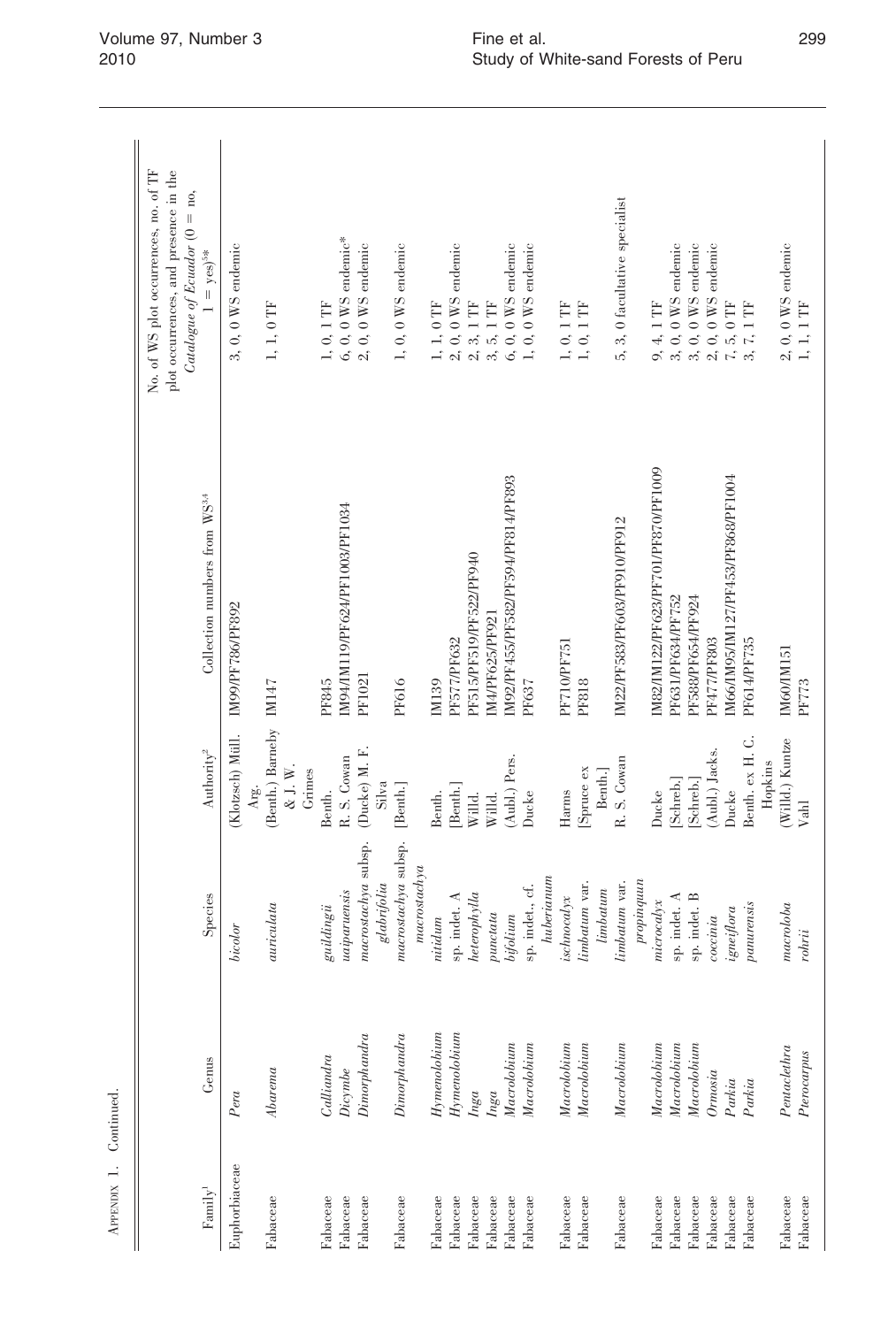APPENDIX 1. Continued.

| Family[1] | Genus | Species | Authority[2] | Collection numbers from WS[3,4] | No. of WS plot occurrences, no. of TF plot occurrences, and presence in the *Catalogue of Ecuador* (0 = no, 1 = yes)[5]* |
|---|---|---|---|---|---|
| Euphorbiaceae | *Pera* | *bicolor* | (Klotzsch) Müll. Arg. | IM99/PF786/PF892 | 3, 0, 0 WS endemic |
| Fabaceae | *Abarema* | *auriculata* | (Benth.) Barneby & J. W. Grimes | IM147 | 1, 1, 0 TF |
| Fabaceae | *Calliandra* | *guildingii* | Benth. | PF845 | 1, 0, 1 TF |
| Fabaceae | *Dicymbe* | *uaiparuensis* | R. S. Cowan | IM94/IM119/PF624/PF1003/PF1034 | 6, 0, 0 WS endemic* |
| Fabaceae | *Dimorphandra* | *macrostachya* subsp. *glabrifolia* | (Ducke) M. F. Silva | PF1021 | 2, 0, 0 WS endemic |
| Fabaceae | *Dimorphandra* | *macrostachya* subsp. *macrostachya* | [Benth.] | PF616 | 1, 0, 0 WS endemic |
| Fabaceae | *Hymenolobium* | *nitidum* | Benth. | IM139 | 1, 1, 0 TF |
| Fabaceae | *Hymenolobium* | sp. indet. A | [Benth.] | PF577/PF632 | 2, 0, 0 WS endemic |
| Fabaceae | *Inga* | *heterophylla* | Willd. | PF515/PF519/PF522/PF940 | 2, 3, 1 TF |
| Fabaceae | *Inga* | *punctata* | Willd. | IM4/PF625/PF921 | 3, 5, 1 TF |
| Fabaceae | *Macrolobium* | *bifolium* | (Aubl.) Pers. | IM92/PF455/PF582/PF594/PF814/PF893 | 6, 0, 0 WS endemic |
| Fabaceae | *Macrolobium* | sp. indet., cf. *huberianum* | Ducke | PF637 | 1, 0, 0 WS endemic |
| Fabaceae | *Macrolobium* | *ischnocalyx* | Harms | PF710/PF751 | 1, 0, 1 TF |
| Fabaceae | *Macrolobium* | *limbatum* var. *limbatum* | [Spruce ex Benth.] | PF818 | 1, 0, 1 TF |
| Fabaceae | *Macrolobium* | *limbatum* var. *propinquum* | R. S. Cowan | IM22/PF583/PF603/PF910/PF912 | 5, 3, 0 facultative specialist |
| Fabaceae | *Macrolobium* | *microcalyx* | Ducke | IM82/IM122/PF623/PF701/PF870/PF1009 | 9, 4, 1 TF |
| Fabaceae | *Macrolobium* | sp. indet. A | [Schreb.] | PF631/PF634/PF752 | 3, 0, 0 WS endemic |
| Fabaceae | *Macrolobium* | sp. indet. B | [Schreb.] | PF588/PF654/PF924 | 3, 0, 0 WS endemic |
| Fabaceae | *Ormosia* | *coccinia* | (Aubl.) Jacks. | PF477/PF803 | 2, 0, 0 WS endemic |
| Fabaceae | *Parkia* | *igneiflora* | Ducke | IM66/IM95/IM127/PF453/PF868/PF1004 | 7, 5, 0 TF |
| Fabaceae | *Parkia* | *panurensis* | Benth. ex H. C. Hopkins | PF614/PF735 | 3, 7, 1 TF |
| Fabaceae | *Pentaclethra* | *macroloba* | (Willd.) Kuntze | IM60/IM151 | 2, 0, 0 WS endemic |
| Fabaceae | *Pterocarpus* | *rohrii* | Vahl | PF773 | 1, 1, 1 TF |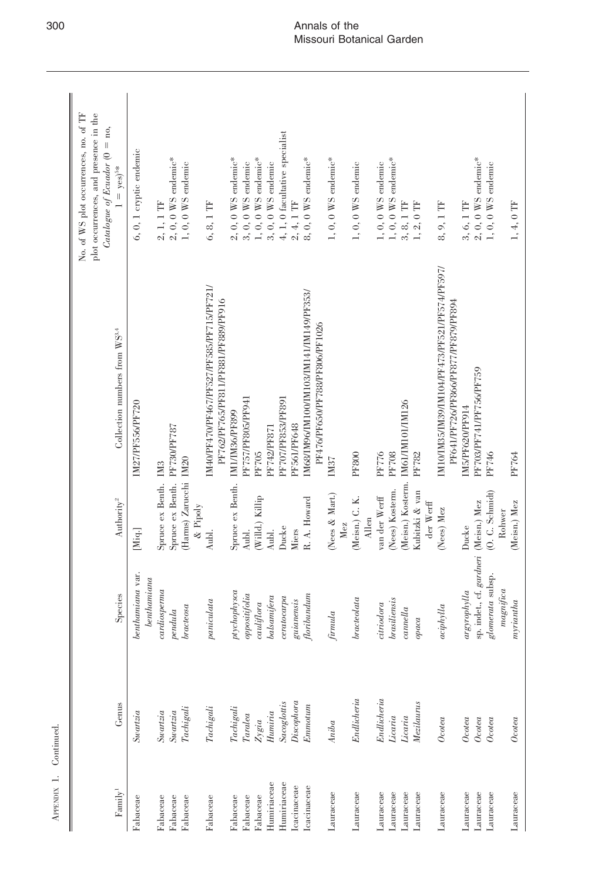Appendix 1. Continued.

| Family[1] | Genus | Species | Authority[2] | Collection numbers from WS[3,4] | No. of WS plot occurrences, no. of TF plot occurrences, and presence in the *Catalogue of Ecuador* (0 = no, 1 = yes)[5]* |
|---|---|---|---|---|---|
| Fabaceae | *Swartzia* | *benthamiana* var. *benthamiana* | [Miq.] | IM27/PF556/PF720 | 6, 0, 1 cryptic endemic |
| Fabaceae | *Swartzia* | *cardiosperma* | Spruce ex Benth. | IM3 | 2, 1, 1 TF |
| Fabaceae | *Swartzia* | *pendula* | Spruce ex Benth. | PF730/PF787 | 2, 0, 0 WS endemic* |
| Fabaceae | *Tachigali* | *bracteosa* | (Harms) Zarucchi & Pipoly | IM20 | 1, 0, 0 WS endemic |
| Fabaceae | *Tachigali* | *paniculata* | Aubl. | IM40/PF470/PF467/PF527/PF585/PF715/PF721/PF762/PF765/PF811/PF881/PF889/PF916 | 6, 8, 1 TF |
| Fabaceae | *Tachigali* | *ptychophysca* | Spruce ex Benth. | IM1/IM36/PF899 | 2, 0, 0 WS endemic* |
| Fabaceae | *Taralea* | *oppositifolia* | Aubl. | PF757/PF805/PF941 | 3, 0, 0 WS endemic |
| Fabaceae | *Zygia* | *cauliflora* | (Willd.) Killip | PF705 | 1, 0, 0 WS endemic* |
| Humiriaceae | *Humiria* | *balsamifera* | Aubl. | PF742/PF871 | 3, 0, 0 WS endemic |
| Humiriaceae | *Sacoglottis* | *ceratocarpa* | Ducke | PF707/PF853/PF891 | 4, 1, 0 facultative specialist |
| Icacinaceae | *Discophora* | *guianensis* | Miers | PF561/PF648 | 2, 4, 1 TF |
| Icacinaceae | *Emmotum* | *floribundum* | R. A. Howard | IM68/IM96/IM100/IM103/IM141/IM149/PF353/PF476/PF650/PF788/PF806/PF1026 | 8, 0, 0 WS endemic* |
| Lauraceae | *Aniba* | *firmula* | (Nees & Mart.) Mez | IM37 | 1, 0, 0 WS endemic* |
| Lauraceae | *Endlicheria* | *bracteolata* | (Meisn.) C. K. Allen | PF800 | 1, 0, 0 WS endemic |
| Lauraceae | *Endlicheria* | *citriodora* | van der Werff | PF776 | 1, 0, 0 WS endemic |
| Lauraceae | *Licaria* | *brasiliensis* | (Nees) Kosterm. | PF708 | 1, 0, 0 WS endemic* |
| Lauraceae | *Licaria* | *cannella* | (Meisn.) Kosterm. | IM61/IM101/IM126 | 3, 8, 1 TF |
| Lauraceae | *Mezilaurus* | *opaca* | Kubitzki & van der Werff | PF782 | 1, 2, 0 TF |
| Lauraceae | *Ocotea* | *aciphylla* | (Nees) Mez | IM10/IM35/IM39/IM104/PF473/PF521/PF574/PF597/PF641/PF726/PF866/PF877/PF879/PF894 | 8, 9, 1 TF |
| Lauraceae | *Ocotea* | *argyrophylla* | Ducke | IM5/PF620/PF914 | 3, 6, 1 TF |
| Lauraceae | *Ocotea* | sp. indet., cf. *gardneri* | (Meisn.) Mez | PF703/PF741/PF756/PF759 | 2, 0, 0 WS endemic* |
| Lauraceae | *Ocotea* | *glomerata* subsp. *magnifica* | (O. C. Schmidt) Rohwer | PF746 | 1, 0, 0 WS endemic |
| Lauraceae | *Ocotea* | *myriantha* | (Meisn.) Mez | PF764 | 1, 4, 0 TF |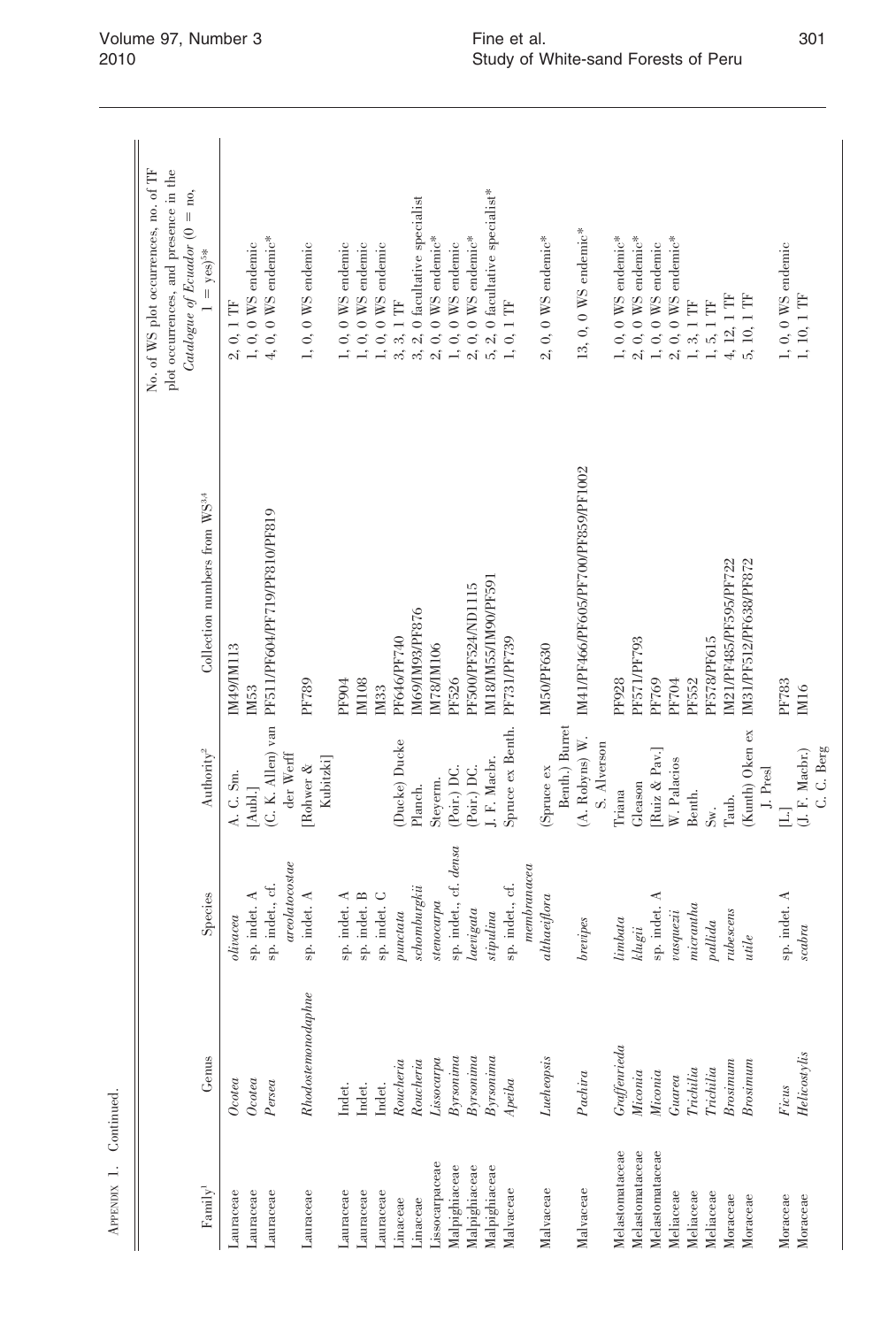Appendix 1. Continued.

| Family[1] | Genus | Species | Authority[2] | Collection numbers from WS[3,4] | No. of WS plot occurrences, no. of TF plot occurrences, and presence in the *Catalogue of Ecuador* (0 = no, 1 = yes)[5*] |
|---|---|---|---|---|---|
| Lauraceae | *Ocotea* | *olivacea* | A. C. Sm. | IM49/IM113 | 2, 0, 1 TF |
| Lauraceae | *Ocotea* | sp. indet. A | [Aubl.] | IM53 | 1, 0, 0 WS endemic |
| Lauraceae | *Persea* | sp. indet., cf. *areolatocostae* | (C. K. Allen) van der Werff | PF511/PF604/PF719/PF810/PF819 | 4, 0, 0 WS endemic* |
| Lauraceae | *Rhodostemonodaphne* | sp. indet. A | [Rohwer & Kubitzki] | PF789 | 1, 0, 0 WS endemic |
| Lauraceae | Indet. | sp. indet. A | | PF904 | 1, 0, 0 WS endemic |
| Lauraceae | Indet. | sp. indet. B | | IM108 | 1, 0, 0 WS endemic |
| Lauraceae | Indet. | sp. indet. C | | IM33 | 1, 0, 0 WS endemic |
| Linaceae | *Roucheria* | *punctata* | (Ducke) Ducke | PF646/PF740 | 3, 3, 1 TF |
| Linaceae | *Roucheria* | *schomburgkii* | Planch. | IM69/IM93/PF876 | 3, 2, 0 facultative specialist |
| Lissocarpaceae | *Lissocarpa* | *stenocarpa* | Steyerm. | IM78/IM106 | 2, 0, 0 WS endemic* |
| Malpighiaceae | *Byrsonima* | sp. indet., cf. *densa* | (Poir.) DC. | PF526 | 1, 0, 0 WS endemic |
| Malpighiaceae | *Byrsonima* | *laevigata* | (Poir.) DC. | PF500/PF524/ND1115 | 2, 0, 0 WS endemic* |
| Malpighiaceae | *Byrsonima* | *stipulina* | J. F. Macbr. | IM18/IM55/IM90/PF591 | 5, 2, 0 facultative specialist* |
| Malvaceae | *Apeiba* | sp. indet., cf. *membranacea* | Spruce ex Benth. | PF731/PF739 | 1, 0, 1 TF |
| Malvaceae | *Lueheopsis* | *althaeiflora* | (Spruce ex Benth.) Burret | IM50/PF630 | 2, 0, 0 WS endemic* |
| Malvaceae | *Pachira* | *brevipes* | (A. Robyns) W. S. Alverson | IM41/PF466/PF605/PF700/PF859/PF1002 | 13, 0, 0 WS endemic* |
| Melastomataceae | *Graffenrieda* | *limbata* | Triana | PF928 | 1, 0, 0 WS endemic* |
| Melastomataceae | *Miconia* | *klugii* | Gleason | PF571/PF793 | 2, 0, 0 WS endemic* |
| Melastomataceae | *Miconia* | sp. indet. A | [Ruiz & Pav.] | PF769 | 1, 0, 0 WS endemic |
| Meliaceae | *Guarea* | *vasquezii* | W. Palacios | PF704 | 2, 0, 0 WS endemic* |
| Meliaceae | *Trichilia* | *micrantha* | Benth. | PF552 | 1, 3, 1 TF |
| Meliaceae | *Trichilia* | *pallida* | Sw. | PF578/PF615 | 1, 5, 1 TF |
| Moraceae | *Brosimum* | *rubescens* | Taub. | IM21/PF485/PF595/PF722 | 4, 12, 1 TF |
| Moraceae | *Brosimum* | *utile* | (Kunth) Oken ex J. Presl | IM31/PF512/PF638/PF872 | 5, 10, 1 TF |
| Moraceae | *Ficus* | sp. indet. A | [L.] | PF783 | 1, 0, 0 WS endemic |
| Moraceae | *Helicostylis* | *scabra* | (J. F. Macbr.) C. C. Berg | IM16 | 1, 10, 1 TF |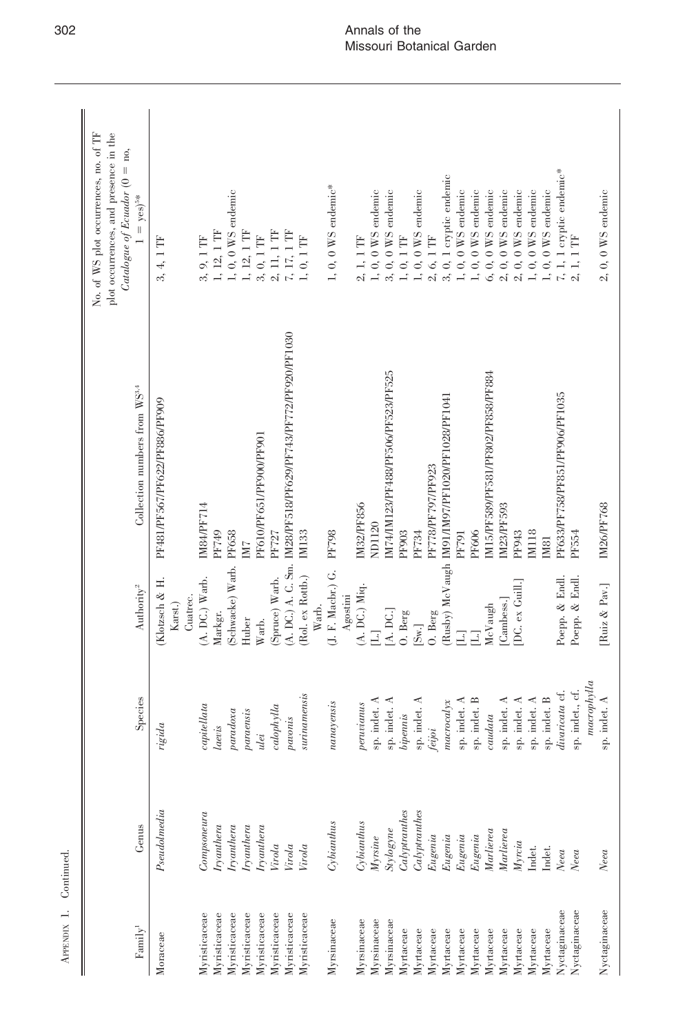Appendix 1. Continued.

| Family[1] | Genus | Species | Authority[2] | Collection numbers from WS[3,4] | No. of WS plot occurrences, no. of TF plot occurrences, and presence in the *Catalogue of Ecuador* (0 = no, 1 = yes)[5]* |
|---|---|---|---|---|---|
| Moraceae | *Pseudolmedia* | *rigida* | (Klotzsch & H. Karst.) Cuatrec. | PF481/PF567/PF622/PF886/PF909 | 3, 4, 1 TF |
| Myristicaceae | *Compsoneura* | *capitellata* | (A. DC.) Warb. | IM84/PF714 | 3, 9, 1 TF |
| Myristicaceae | *Iryanthera* | *laevis* | Markgr. | PF749 | 1, 12, 1 TF |
| Myristicaceae | *Iryanthera* | *paradoxa* | (Schwacke) Warb. | PF658 | 1, 0, 0 WS endemic |
| Myristicaceae | *Iryanthera* | *paraensis* | Huber | IM7 | 1, 12, 1 TF |
| Myristicaceae | *Iryanthera* | *ulei* | Warb. | PF610/PF651/PF900/PF901 | 3, 0, 1 TF |
| Myristicaceae | *Virola* | *calophylla* | (Spruce) Warb. | PF727 | 2, 11, 1 TF |
| Myristicaceae | *Virola* | *pavonis* | (A. DC.) A. C. Sm. | IM28/PF518/PF629/PF743/PF772/PF920/PF1030 | 7, 17, 1 TF |
| Myristicaceae | *Virola* | *surinamensis* | (Rol. ex Rottb.) Warb. | IM133 | 1, 0, 1 TF |
| Myrsinaceae | *Cybianthus* | *nanayensis* | (J. F. Macbr.) G. Agostini | PF798 | 1, 0, 0 WS endemic* |
| Myrsinaceae | *Cybianthus* | *peruvianus* | (A. DC.) Miq. | IM32/PF856 | 2, 1, 1 TF |
| Myrsinaceae | *Myrsine* | sp. indet. A | [L.] | ND1120 | 1, 0, 0 WS endemic |
| Myrsinaceae | *Stylogyne* | sp. indet. A | [A. DC.] | IM74/IM123/PF488/PF506/PF523/PF525 | 3, 0, 0 WS endemic |
| Myrtaceae | *Calyptranthes* | *bipennis* | O. Berg | PF903 | 1, 0, 1 TF |
| Myrtaceae | *Calyptranthes* | sp. indet. A | [Sw.] | PF734 | 1, 0, 0 WS endemic |
| Myrtaceae | *Eugenia* | *feijoi* | O. Berg | PF778/PF797/PF923 | 2, 6, 1 TF |
| Myrtaceae | *Eugenia* | *macrocalyx* | (Rusby) McVaugh | IM91/IM97/PF1020/PF1028/PF1041 | 3, 0, 1 cryptic endemic |
| Myrtaceae | *Eugenia* | sp. indet. A | [L.] | PF791 | 1, 0, 0 WS endemic |
| Myrtaceae | *Eugenia* | sp. indet. B | [L.] | PF606 | 1, 0, 0 WS endemic |
| Myrtaceae | *Marlierea* | *caudata* | McVaugh | IM15/PF589/PF581/PF802/PF858/PF884 | 6, 0, 0 WS endemic |
| Myrtaceae | *Marlierea* | sp. indet. A | [Cambess.] | IM23/PF593 | 2, 0, 0 WS endemic |
| Myrtaceae | *Myrcia* | sp. indet. A | [DC. ex Guill.] | PF943 | 2, 0, 0 WS endemic |
| Myrtaceae | Indet. | sp. indet. A | | IM118 | 1, 0, 0 WS endemic |
| Myrtaceae | Indet. | sp. indet. B | | IM81 | 1, 0, 0 WS endemic |
| Nyctaginaceae | *Neea* | *divaricata* cf. | Poepp. & Endl. | PF633/PF758/PF851/PF906/PF1035 | 7, 1, 1 cryptic endemic* |
| Nyctaginaceae | *Neea* | sp. indet., cf. *macrophylla* | Poepp. & Endl. | PF554 | 2, 1, 1 TF |
| Nyctaginaceae | *Neea* | sp. indet. A | [Ruiz & Pav.] | IM26/PF768 | 2, 0, 0 WS endemic |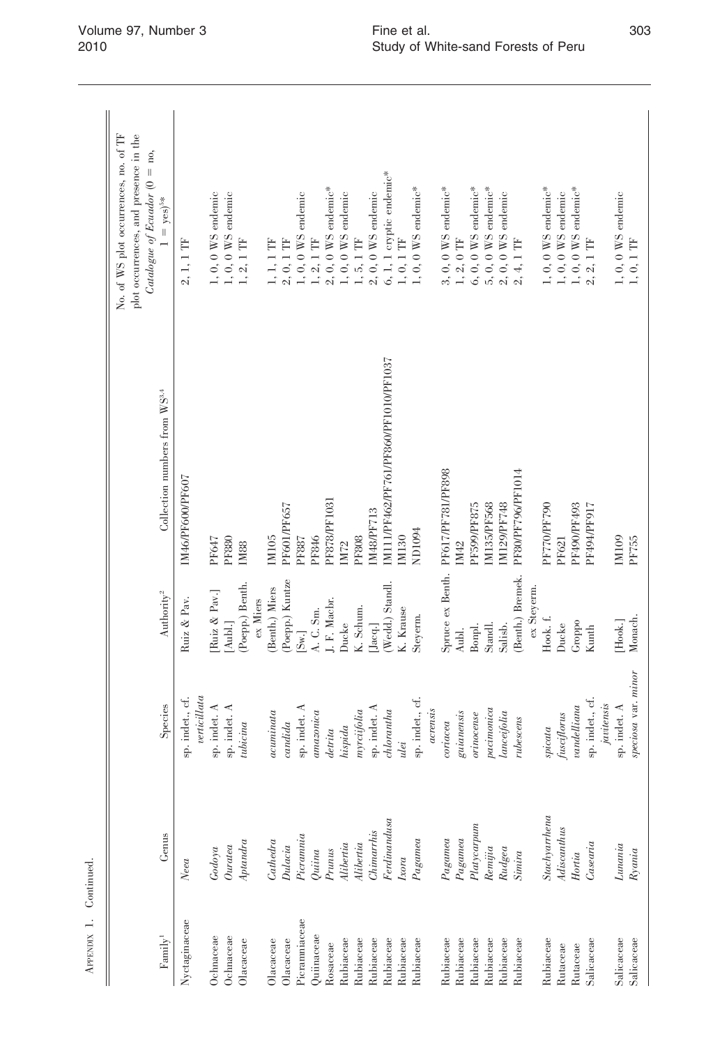APPENDIX 1. Continued.

| Family[1] | Genus | Species | Authority[2] | Collection numbers from WS[3,4] | No. of WS plot occurrences, no. of TF plot occurrences, and presence in the *Catalogue of Ecuador* (0 = no, 1 = yes)[5]* |
|---|---|---|---|---|---|
| Nyctaginaceae | *Neea* | sp. indet., cf. *verticillata* | Ruiz & Pav. | IM46/PF600/PF607 | 2, 1, 1 TF |
| Ochnaceae | *Godoya* | sp. indet. A | [Ruiz & Pav.] | PF647 | 1, 0, 0 WS endemic |
| Ochnaceae | *Ouratea* | sp. indet. A | [Aubl.] | PF880 | 1, 0, 0 WS endemic |
| Olacaceae | *Aptandra* | *tubicina* | (Poepp.) Benth. ex Miers | IM88 | 1, 2, 1 TF |
| Olacaceae | *Cathedra* | *acuminata* | (Benth.) Miers | IM105 | 1, 1, 1 TF |
| Olacaceae | *Dulacia* | *candida* | (Poepp.) Kuntze | PF601/PF657 | 2, 0, 1 TF |
| Picramniaceae | *Picramnia* | sp. indet. A | [Sw.] | PF887 | 1, 0, 0 WS endemic |
| Quiinaceae | *Quiina* | *amazonica* | A. C. Sm. | PF846 | 1, 2, 1 TF |
| Rosaceae | *Prunus* | *detrita* | J. F. Macbr. | PF878/PF1031 | 2, 0, 0 WS endemic* |
| Rubiaceae | *Alibertia* | *hispida* | Ducke | IM72 | 1, 0, 0 WS endemic |
| Rubiaceae | *Alibertia* | *myrciifolia* | K. Schum. | PF808 | 1, 5, 1 TF |
| Rubiaceae | *Chimarrhis* | sp. indet. A | [Jacq.] | IM48/PF713 | 2, 0, 0 WS endemic |
| Rubiaceae | *Ferdinandusa* | *chlorantha* | (Wedd.) Standl. | IM111/PF462/PF761/PF860/PF1010/PF1037 | 6, 1, 1 cryptic endemic* |
| Rubiaceae | *Ixora* | *ulei* | K. Krause | IM130 | 1, 0, 1 TF |
| Rubiaceae | *Pagamea* | sp. indet., cf. *acrensis* | Steyerm. | ND1094 | 1, 0, 0 WS endemic* |
| Rubiaceae | *Pagamea* | *coriacea* | Spruce ex Benth. | PF617/PF781/PF898 | 3, 0, 0 WS endemic* |
| Rubiaceae | *Pagamea* | *guianensis* | Aubl. | IM42 | 1, 2, 0 TF |
| Rubiaceae | *Platycarpum* | *orinocense* | Bonpl. | PF599/PF875 | 6, 0, 0 WS endemic* |
| Rubiaceae | *Remijia* | *pacimonica* | Standl. | IM135/PF568 | 5, 0, 0 WS endemic* |
| Rubiaceae | *Rudgea* | *lanceifolia* | Salisb. | IM129/PF748 | 2, 0, 0 WS endemic |
| Rubiaceae | *Simira* | *rubescens* | (Benth.) Bremek. ex Steyerm. | PF80/PF796/PF1014 | 2, 4, 1 TF |
| Rubiaceae | *Stachyarrhena* | *spicata* | Hook. f. | PF770/PF790 | 1, 0, 0 WS endemic* |
| Rutaceae | *Adiscanthus* | *fusciflorus* | Ducke | PF621 | 1, 0, 0 WS endemic |
| Rutaceae | *Hortia* | *vandelliana* | Groppo | PF490/PF493 | 1, 0, 0 WS endemic* |
| Salicaceae | *Casearia* | sp. indet., cf. *javitensis* | Kunth | PF494/PF917 | 2, 2, 1 TF |
| Salicaceae | *Lunania* | sp. indet. A | [Hook.] | IM109 | 1, 0, 0 WS endemic |
| Salicaceae | *Ryania* | *speciosa* var. *minor* | Monach. | PF755 | 1, 0, 1 TF |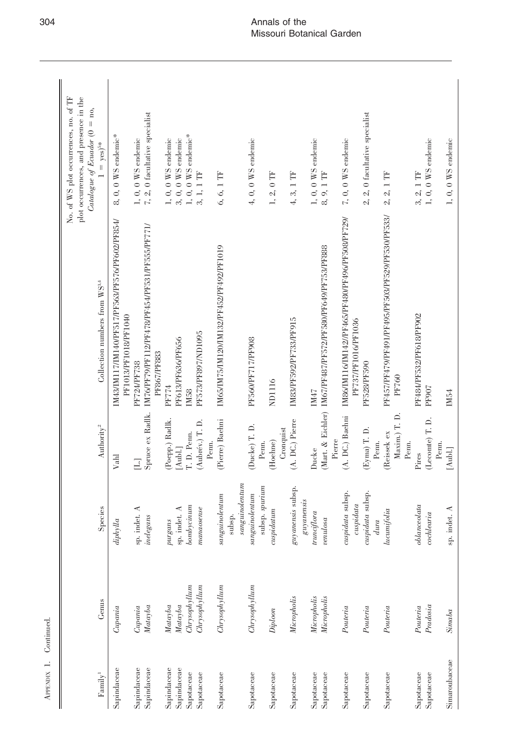Appendix 1. Continued.

| Family[1] | Genus | Species | Authority[2] | Collection numbers from WS[3,4] | No. of WS plot occurrences, no. of TF plot occurrences, and presence in the *Catalogue of Ecuador* (0 = no, 1 = yes)[5]* |
|---|---|---|---|---|---|
| Sapindaceae | *Cupania* | *diphylla* | Vahl | IM43/IM117/IM140/PF517/PF563/PF576/PF602/PF854/PF1013/PF1018/PF1040 | 8, 0, 0 WS endemic* |
| Sapindaceae | *Cupania* | sp. indet. A | [L.] | PF724/PF738 | 1, 0, 0 WS endemic |
| Sapindaceae | *Matayba* | *inelegans* | Spruce ex Radlk. | IM76/PF79/PF112/PF454/PF478/PF531/PF555/PF771/PF867/PF883 | 7, 2, 0 facultative specialist |
| Sapindaceae | *Matayba* | *purgans* | (Poepp.) Radlk. | PF774 | 1, 0, 0 WS endemic |
| Sapindaceae | *Matayba* | sp. indet. A | [Aubl.] | PF613/PF636/PF656 | 3, 0, 0 WS endemic |
| Sapotaceae | *Chrysophyllum* | *bombycinum* | T. D. Penn. | IM58 | 1, 0, 0 WS endemic* |
| Sapotaceae | *Chrysophyllum* | *manaosense* | (Aubrév.) T. D. Penn. | PF573/PF897/ND1095 | 3, 1, 1 TF |
| Sapotaceae | *Chrysophyllum* | *sanguinolentum* subsp. *sanguinolentum* | (Pierre) Baehni | IM65/IM75/IM120/IM132/PF452/PF492/PF1019 | 6, 6, 1 TF |
| Sapotaceae | *Chrysophyllum* | *sanguinolentum* subsp. *spurium* | (Ducke) T. D. Penn. | PF560/PF717/PF908 | 4, 0, 0 WS endemic |
| Sapotaceae | *Diploon* | *cuspidatum* | (Hoehne) Cronquist | ND1116 | 1, 2, 0 TF |
| Sapotaceae | *Micropholis* | *guyanensis* subsp. *guyanensis* | (A. DC.) Pierre | IM83/PF592/PF733/PF915 | 4, 3, 1 TF |
| Sapotaceae | *Micropholis* | *trunciflora* | Ducke | IM47 | 1, 0, 0 WS endemic |
| Sapotaceae | *Micropholis* | *venulosa* | (Mart. & Eichler) Pierre | IM67/PF487/PF572/PF580/PF649/PF753/PF888 | 8, 9, 1 TF |
| Sapotaceae | *Pouteria* | *cuspidata* subsp. *cuspidata* | (A. DC.) Baehni | IM86/IM116/IM142/PF465/PF480/PF496/PF508/PF729/PF737/PF1016/PF1036 | 7, 0, 0 WS endemic |
| Sapotaceae | *Pouteria* | *cuspidata* subsp. *dura* | (Eyma) T. D. Penn. | PF528/PF590 | 2, 2, 0 facultative specialist |
| Sapotaceae | *Pouteria* | *lucumifolia* | (Reissek ex Maxim.) T. D. Penn. | PF457/PF479/PF491/PF495/PF503/PF529/PF530/PF533/PF760 | 2, 2, 1 TF |
| Sapotaceae | *Pouteria* | *oblanceolata* | Pires | PF484/PF532/PF618/PF902 | 3, 2, 1 TF |
| Sapotaceae | *Pradosia* | *cochlearia* | (Lecomte) T. D. Penn. | PF907 | 1, 0, 0 WS endemic |
| Simaroubaceae | *Simaba* | sp. indet. A | [Aubl.] | IM54 | 1, 0, 0 WS endemic |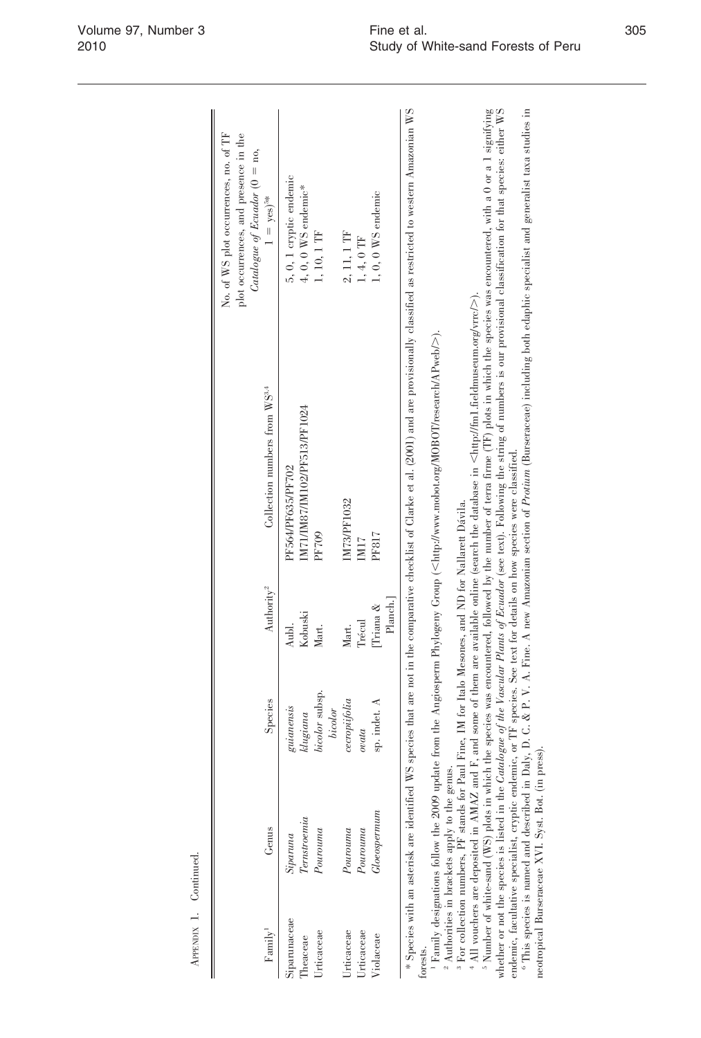Appendix 1. Continued.

| Family[1] | Genus | Species | Authority[2] | Collection numbers from WS[3,4] | No. of WS plot occurrences, no. of TF plot occurrences, and presence in the *Catalogue of Ecuador* (0 = no, 1 = yes)[5]* |
|---|---|---|---|---|---|
| Siparunaceae | *Siparuna* | *guianensis* | Aubl. | PF564/PF635/PF702 | 5, 0, 1 cryptic endemic |
| Theaceae | *Ternstroemia* | *klugiana* | Kobuski | IM71/IM87/IM102/PF513/PF1024 | 4, 0, 0 WS endemic* |
| Urticaceae | *Pourouma* | *bicolor* subsp. *bicolor* | Mart. | PF709 | 1, 10, 1 TF |
| Urticaceae | *Pourouma* | *cecropiifolia* | Mart. | IM73/PF1032 | 2, 11, 1 TF |
| Urticaceae | *Pourouma* | *ovata* | Trécul | IM17 | 1, 4, 0 TF |
| Violaceae | *Gloeospermum* | sp. indet. A | [Triana & Planch.] | PF817 | 1, 0, 0 WS endemic |

\* Species with an asterisk are identified WS species that are not in the comparative checklist of Clarke et al. (2001) and are provisionally classified as restricted to western Amazonian WS forests.

[1] Family designations follow the 2009 update from the Angiosperm Phylogeny Group (<http://www.mobot.org/MOBOT/research/APweb/>).

[2] Authorities in brackets apply to the genus.

[3] For collection numbers, PF stands for Paul Fine, IM for Italo Mesones, and ND for Nallarett Dávila.

[4] All vouchers are deposited in AMAZ and F, and some of them are available online (search the database in <http://fm1.fieldmuseum.org/vrrc/>).

[5] Number of white-sand (WS) plots in which the species was encountered, followed by the number of terra firme (TF) plots in which the species was encountered, with a 0 or a 1 signifying whether or not the species is listed in the *Catalogue of the Vascular Plants of Ecuador* (see text). Following the string of numbers is our provisional classification for that species: either WS endemic, facultative specialist, cryptic endemic, or TF species. See text for details on how species were classified.

[6] This species is named and described in Daly, D. C. & P. V. A. Fine. A new Amazonian section of *Protium* (Burseraceae) including both edaphic specialist and generalist taxa studies in neotropical Burseraceae XVI. Syst. Bot. (in press).